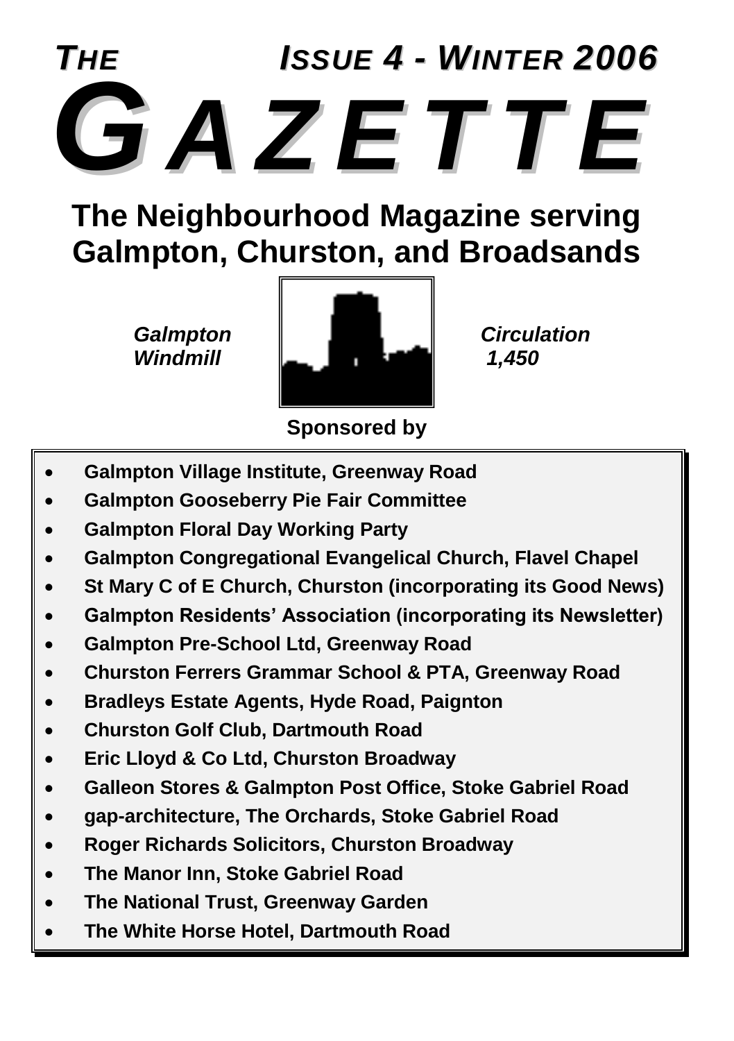*THE* *ISSUE 4 - WINTER 2006*

# *GAZETTE*

## The Neighbourhood Magazine serving Galmpton, Churston, and Broadsands

*Galmpton Windmill*

*Circulation 1,450*

**Sponsored by**

- **Galmpton Village Institute, Greenway Road**
- **Galmpton Gooseberry Pie Fair Committee**
- **Galmpton Floral Day Working Party**
- **Galmpton Congregational Evangelical Church, Flavel Chapel**
- **St Mary C of E Church, Churston (incorporating its Good News)**
- **Galmpton Residents' Association (incorporating its Newsletter)**
- **Galmpton Pre-School Ltd, Greenway Road**
- **Churston Ferrers Grammar School & PTA, Greenway Road**
- **Bradleys Estate Agents, Hyde Road, Paignton**
- **Churston Golf Club, Dartmouth Road**
- **Eric Lloyd & Co Ltd, Churston Broadway**
- **Galleon Stores & Galmpton Post Office, Stoke Gabriel Road**
- **gap-architecture, The Orchards, Stoke Gabriel Road**
- **Roger Richards Solicitors, Churston Broadway**
- **The Manor Inn, Stoke Gabriel Road**
- **The National Trust, Greenway Garden**
- **The White Horse Hotel, Dartmouth Road**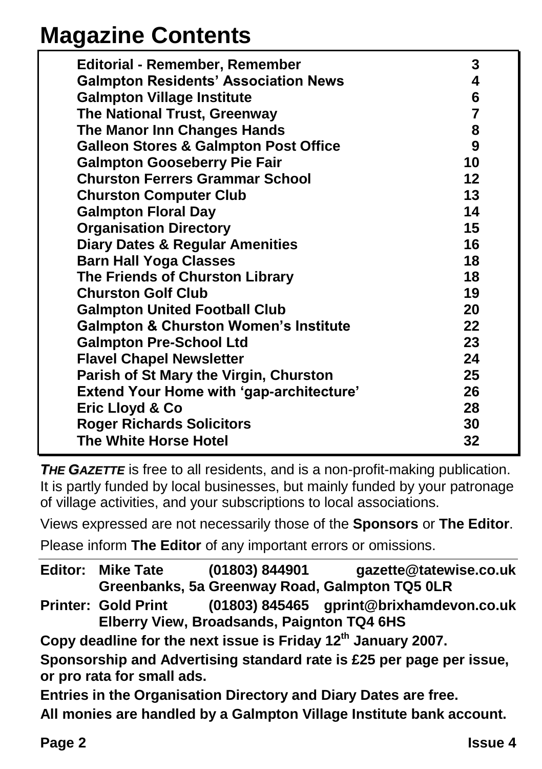# Magazine Contents

| | |
|---|---|
| **Editorial - Remember, Remember** | **3** |
| **Galmpton Residents' Association News** | **4** |
| **Galmpton Village Institute** | **6** |
| **The National Trust, Greenway** | **7** |
| **The Manor Inn Changes Hands** | **8** |
| **Galleon Stores & Galmpton Post Office** | **9** |
| **Galmpton Gooseberry Pie Fair** | **10** |
| **Churston Ferrers Grammar School** | **12** |
| **Churston Computer Club** | **13** |
| **Galmpton Floral Day** | **14** |
| **Organisation Directory** | **15** |
| **Diary Dates & Regular Amenities** | **16** |
| **Barn Hall Yoga Classes** | **18** |
| **The Friends of Churston Library** | **18** |
| **Churston Golf Club** | **19** |
| **Galmpton United Football Club** | **20** |
| **Galmpton & Churston Women's Institute** | **22** |
| **Galmpton Pre-School Ltd** | **23** |
| **Flavel Chapel Newsletter** | **24** |
| **Parish of St Mary the Virgin, Churston** | **25** |
| **Extend Your Home with 'gap-architecture'** | **26** |
| **Eric Lloyd & Co** | **28** |
| **Roger Richards Solicitors** | **30** |
| **The White Horse Hotel** | **32** |

***THE GAZETTE*** is free to all residents, and is a non-profit-making publication. It is partly funded by local businesses, but mainly funded by your patronage of village activities, and your subscriptions to local associations.

Views expressed are not necessarily those of the **Sponsors** or **The Editor**.

Please inform **The Editor** of any important errors or omissions.

---

**Editor: Mike Tate (01803) 844901 gazette@tatewise.co.uk**
**Greenbanks, 5a Greenway Road, Galmpton TQ5 0LR**

**Printer: Gold Print (01803) 845465 gprint@brixhamdevon.co.uk**
**Elberry View, Broadsands, Paignton TQ4 6HS**

**Copy deadline for the next issue is Friday 12th January 2007.**

**Sponsorship and Advertising standard rate is £25 per page per issue, or pro rata for small ads.**

**Entries in the Organisation Directory and Diary Dates are free.**

**All monies are handled by a Galmpton Village Institute bank account.**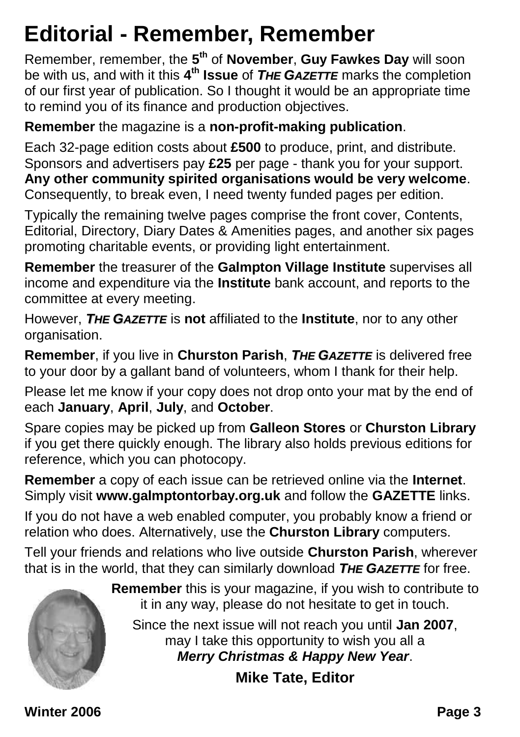# Editorial - Remember, Remember

Remember, remember, the **5th** of **November**, **Guy Fawkes Day** will soon be with us, and with it this **4th Issue** of ***THE GAZETTE*** marks the completion of our first year of publication. So I thought it would be an appropriate time to remind you of its finance and production objectives.

**Remember** the magazine is a **non-profit-making publication**.

Each 32-page edition costs about **£500** to produce, print, and distribute. Sponsors and advertisers pay **£25** per page - thank you for your support. **Any other community spirited organisations would be very welcome**. Consequently, to break even, I need twenty funded pages per edition.

Typically the remaining twelve pages comprise the front cover, Contents, Editorial, Directory, Diary Dates & Amenities pages, and another six pages promoting charitable events, or providing light entertainment.

**Remember** the treasurer of the **Galmpton Village Institute** supervises all income and expenditure via the **Institute** bank account, and reports to the committee at every meeting.

However, ***THE GAZETTE*** is **not** affiliated to the **Institute**, nor to any other organisation.

**Remember**, if you live in **Churston Parish**, ***THE GAZETTE*** is delivered free to your door by a gallant band of volunteers, whom I thank for their help.

Please let me know if your copy does not drop onto your mat by the end of each **January**, **April**, **July**, and **October**.

Spare copies may be picked up from **Galleon Stores** or **Churston Library** if you get there quickly enough. The library also holds previous editions for reference, which you can photocopy.

**Remember** a copy of each issue can be retrieved online via the **Internet**. Simply visit **www.galmptontorbay.org.uk** and follow the **GAZETTE** links.

If you do not have a web enabled computer, you probably know a friend or relation who does. Alternatively, use the **Churston Library** computers.

Tell your friends and relations who live outside **Churston Parish**, wherever that is in the world, that they can similarly download ***THE GAZETTE*** for free.

**Remember** this is your magazine, if you wish to contribute to it in any way, please do not hesitate to get in touch.

Since the next issue will not reach you until **Jan 2007**, may I take this opportunity to wish you all a ***Merry Christmas & Happy New Year***.

**Mike Tate, Editor**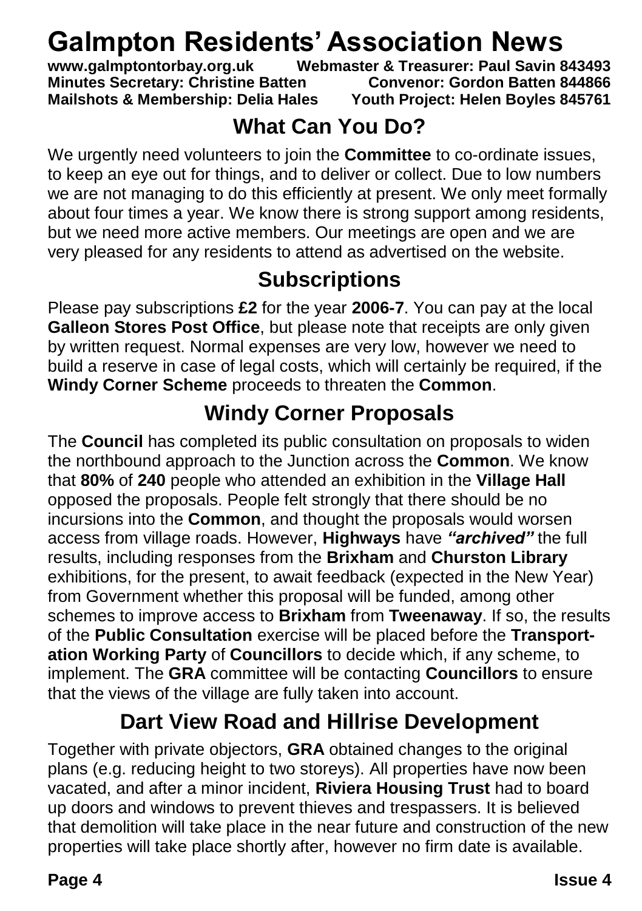# Galmpton Residents' Association News

**www.galmptontorbay.org.uk** **Webmaster & Treasurer: Paul Savin 843493**
**Minutes Secretary: Christine Batten** **Convenor: Gordon Batten 844866**
**Mailshots & Membership: Delia Hales** **Youth Project: Helen Boyles 845761**

## What Can You Do?

We urgently need volunteers to join the **Committee** to co-ordinate issues, to keep an eye out for things, and to deliver or collect. Due to low numbers we are not managing to do this efficiently at present. We only meet formally about four times a year. We know there is strong support among residents, but we need more active members. Our meetings are open and we are very pleased for any residents to attend as advertised on the website.

## Subscriptions

Please pay subscriptions **£2** for the year **2006-7**. You can pay at the local **Galleon Stores Post Office**, but please note that receipts are only given by written request. Normal expenses are very low, however we need to build a reserve in case of legal costs, which will certainly be required, if the **Windy Corner Scheme** proceeds to threaten the **Common**.

## Windy Corner Proposals

The **Council** has completed its public consultation on proposals to widen the northbound approach to the Junction across the **Common**. We know that **80%** of **240** people who attended an exhibition in the **Village Hall** opposed the proposals. People felt strongly that there should be no incursions into the **Common**, and thought the proposals would worsen access from village roads. However, **Highways** have ***"archived"*** the full results, including responses from the **Brixham** and **Churston Library** exhibitions, for the present, to await feedback (expected in the New Year) from Government whether this proposal will be funded, among other schemes to improve access to **Brixham** from **Tweenaway**. If so, the results of the **Public Consultation** exercise will be placed before the **Transportation Working Party** of **Councillors** to decide which, if any scheme, to implement. The **GRA** committee will be contacting **Councillors** to ensure that the views of the village are fully taken into account.

## Dart View Road and Hillrise Development

Together with private objectors, **GRA** obtained changes to the original plans (e.g. reducing height to two storeys). All properties have now been vacated, and after a minor incident, **Riviera Housing Trust** had to board up doors and windows to prevent thieves and trespassers. It is believed that demolition will take place in the near future and construction of the new properties will take place shortly after, however no firm date is available.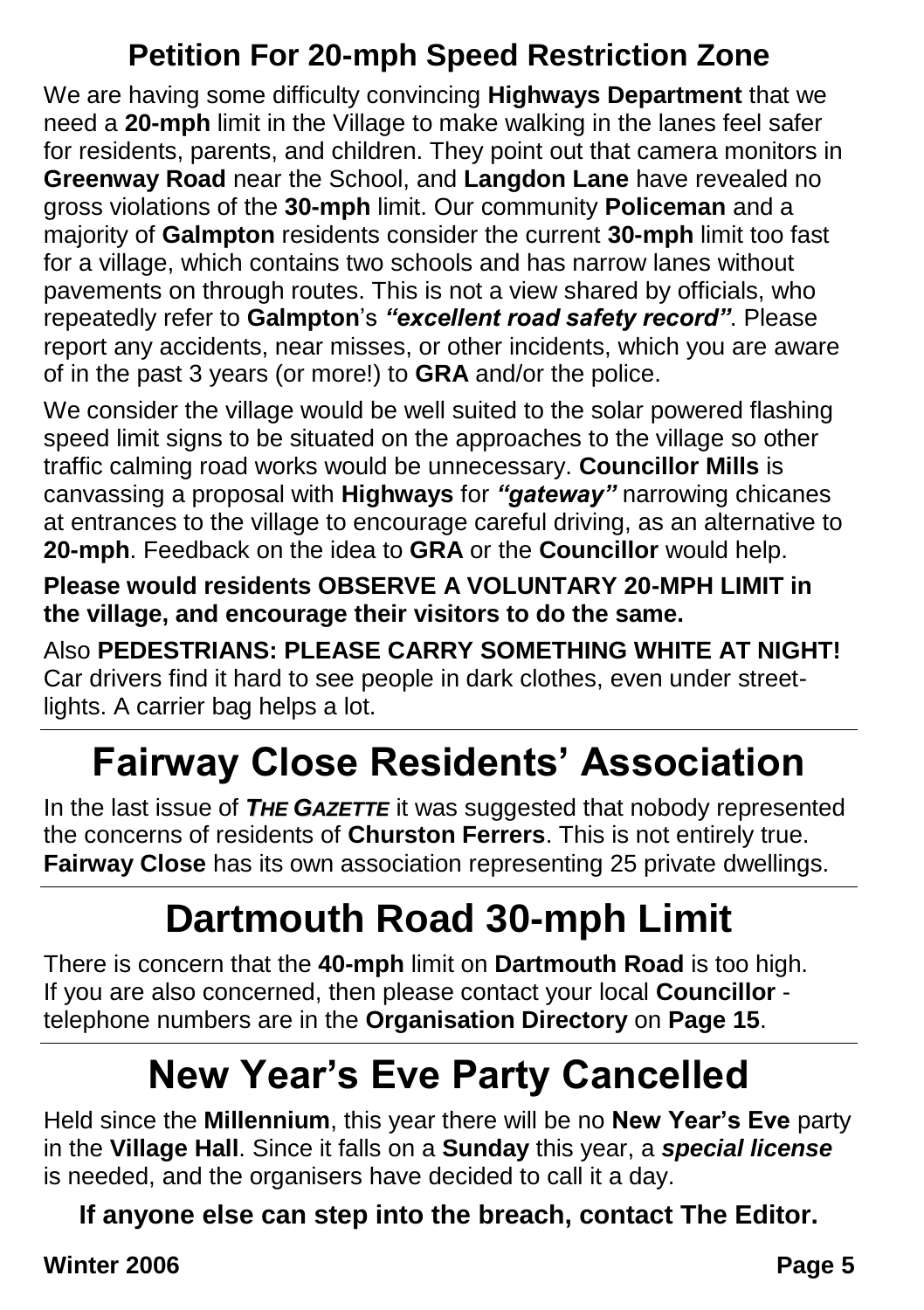## Petition For 20-mph Speed Restriction Zone

We are having some difficulty convincing **Highways Department** that we need a **20-mph** limit in the Village to make walking in the lanes feel safer for residents, parents, and children. They point out that camera monitors in **Greenway Road** near the School, and **Langdon Lane** have revealed no gross violations of the **30-mph** limit. Our community **Policeman** and a majority of **Galmpton** residents consider the current **30-mph** limit too fast for a village, which contains two schools and has narrow lanes without pavements on through routes. This is not a view shared by officials, who repeatedly refer to **Galmpton**'s ***"excellent road safety record"***. Please report any accidents, near misses, or other incidents, which you are aware of in the past 3 years (or more!) to **GRA** and/or the police.

We consider the village would be well suited to the solar powered flashing speed limit signs to be situated on the approaches to the village so other traffic calming road works would be unnecessary. **Councillor Mills** is canvassing a proposal with **Highways** for ***"gateway"*** narrowing chicanes at entrances to the village to encourage careful driving, as an alternative to **20-mph**. Feedback on the idea to **GRA** or the **Councillor** would help.

**Please would residents OBSERVE A VOLUNTARY 20-MPH LIMIT in the village, and encourage their visitors to do the same.**

Also **PEDESTRIANS: PLEASE CARRY SOMETHING WHITE AT NIGHT!** Car drivers find it hard to see people in dark clothes, even under street-lights. A carrier bag helps a lot.

# Fairway Close Residents' Association

In the last issue of ***THE GAZETTE*** it was suggested that nobody represented the concerns of residents of **Churston Ferrers**. This is not entirely true. **Fairway Close** has its own association representing 25 private dwellings.

# Dartmouth Road 30-mph Limit

There is concern that the **40-mph** limit on **Dartmouth Road** is too high. If you are also concerned, then please contact your local **Councillor** - telephone numbers are in the **Organisation Directory** on **Page 15**.

# New Year's Eve Party Cancelled

Held since the **Millennium**, this year there will be no **New Year's Eve** party in the **Village Hall**. Since it falls on a **Sunday** this year, a ***special license*** is needed, and the organisers have decided to call it a day.

**If anyone else can step into the breach, contact The Editor.**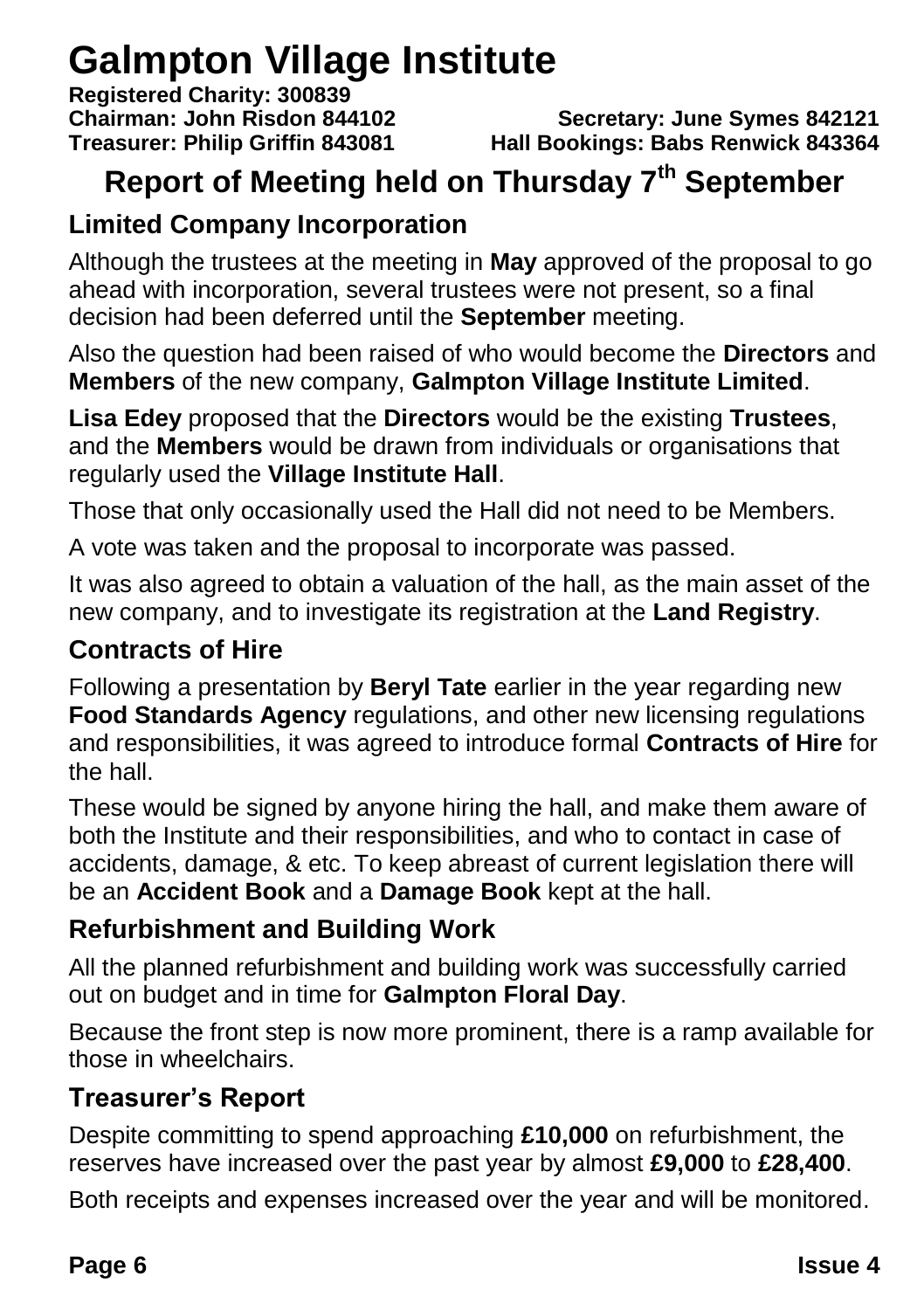# Galmpton Village Institute

**Registered Charity: 300839**
**Chairman: John Risdon 844102** **Secretary: June Symes 842121**
**Treasurer: Philip Griffin 843081** **Hall Bookings: Babs Renwick 843364**

## Report of Meeting held on Thursday 7th September

### Limited Company Incorporation

Although the trustees at the meeting in **May** approved of the proposal to go ahead with incorporation, several trustees were not present, so a final decision had been deferred until the **September** meeting.

Also the question had been raised of who would become the **Directors** and **Members** of the new company, **Galmpton Village Institute Limited**.

**Lisa Edey** proposed that the **Directors** would be the existing **Trustees**, and the **Members** would be drawn from individuals or organisations that regularly used the **Village Institute Hall**.

Those that only occasionally used the Hall did not need to be Members.

A vote was taken and the proposal to incorporate was passed.

It was also agreed to obtain a valuation of the hall, as the main asset of the new company, and to investigate its registration at the **Land Registry**.

### Contracts of Hire

Following a presentation by **Beryl Tate** earlier in the year regarding new **Food Standards Agency** regulations, and other new licensing regulations and responsibilities, it was agreed to introduce formal **Contracts of Hire** for the hall.

These would be signed by anyone hiring the hall, and make them aware of both the Institute and their responsibilities, and who to contact in case of accidents, damage, & etc. To keep abreast of current legislation there will be an **Accident Book** and a **Damage Book** kept at the hall.

### Refurbishment and Building Work

All the planned refurbishment and building work was successfully carried out on budget and in time for **Galmpton Floral Day**.

Because the front step is now more prominent, there is a ramp available for those in wheelchairs.

### Treasurer's Report

Despite committing to spend approaching **£10,000** on refurbishment, the reserves have increased over the past year by almost **£9,000** to **£28,400**.

Both receipts and expenses increased over the year and will be monitored.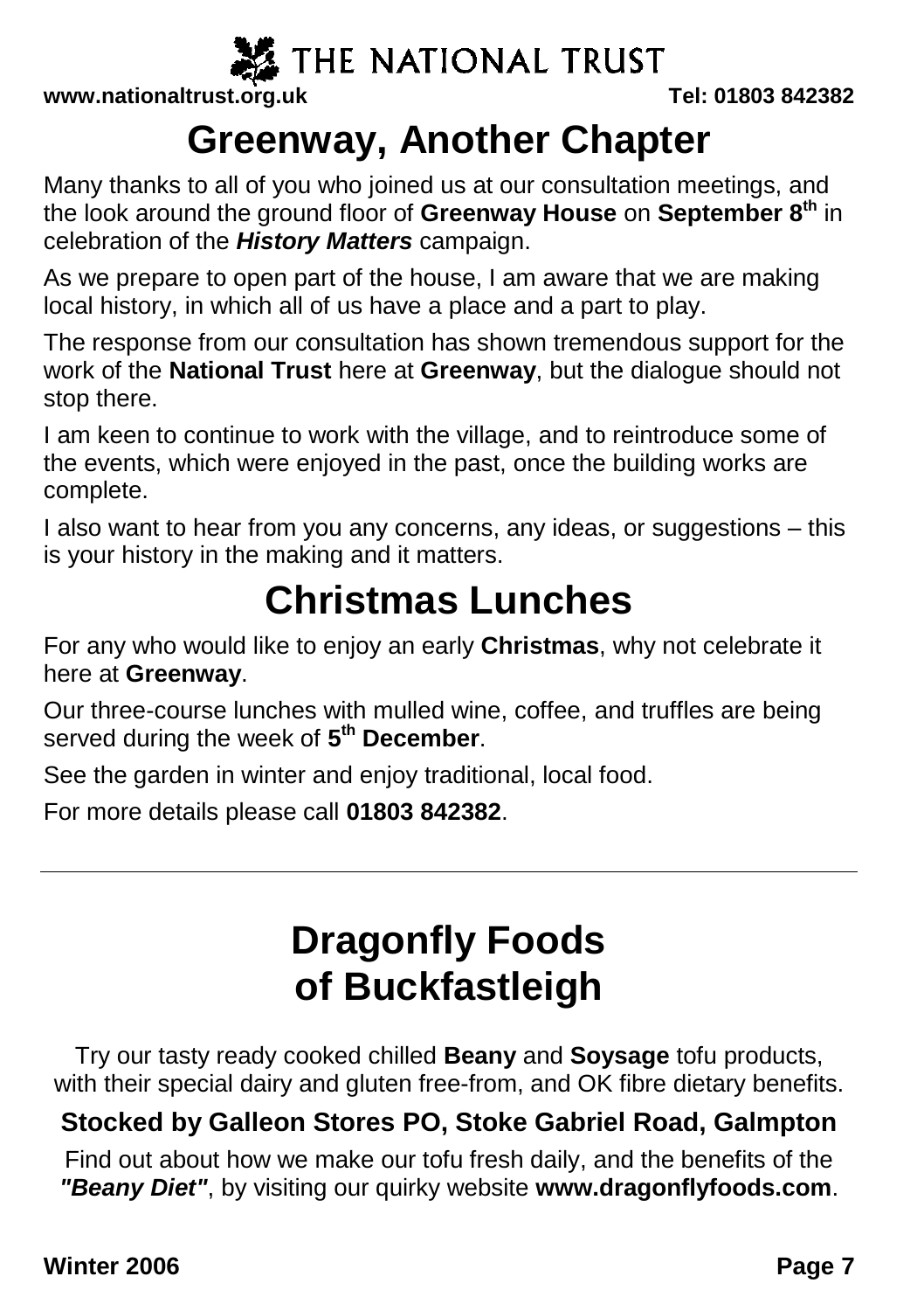THE NATIONAL TRUST

**www.nationaltrust.org.uk** **Tel: 01803 842382**

# Greenway, Another Chapter

Many thanks to all of you who joined us at our consultation meetings, and the look around the ground floor of **Greenway House** on **September 8th** in celebration of the ***History Matters*** campaign.

As we prepare to open part of the house, I am aware that we are making local history, in which all of us have a place and a part to play.

The response from our consultation has shown tremendous support for the work of the **National Trust** here at **Greenway**, but the dialogue should not stop there.

I am keen to continue to work with the village, and to reintroduce some of the events, which were enjoyed in the past, once the building works are complete.

I also want to hear from you any concerns, any ideas, or suggestions – this is your history in the making and it matters.

# Christmas Lunches

For any who would like to enjoy an early **Christmas**, why not celebrate it here at **Greenway**.

Our three-course lunches with mulled wine, coffee, and truffles are being served during the week of **5th December**.

See the garden in winter and enjoy traditional, local food.

For more details please call **01803 842382**.

---

# Dragonfly Foods of Buckfastleigh

Try our tasty ready cooked chilled **Beany** and **Soysage** tofu products, with their special dairy and gluten free-from, and OK fibre dietary benefits.

**Stocked by Galleon Stores PO, Stoke Gabriel Road, Galmpton**

Find out about how we make our tofu fresh daily, and the benefits of the ***"Beany Diet"***, by visiting our quirky website **www.dragonflyfoods.com**.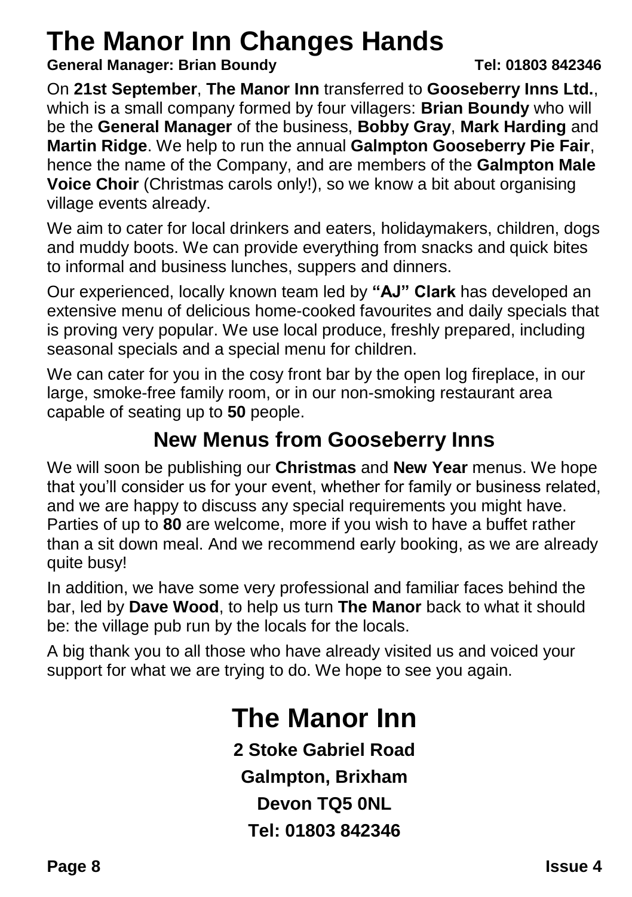# The Manor Inn Changes Hands

**General Manager: Brian Boundy** **Tel: 01803 842346**

On **21st September**, **The Manor Inn** transferred to **Gooseberry Inns Ltd.**, which is a small company formed by four villagers: **Brian Boundy** who will be the **General Manager** of the business, **Bobby Gray**, **Mark Harding** and **Martin Ridge**. We help to run the annual **Galmpton Gooseberry Pie Fair**, hence the name of the Company, and are members of the **Galmpton Male Voice Choir** (Christmas carols only!), so we know a bit about organising village events already.

We aim to cater for local drinkers and eaters, holidaymakers, children, dogs and muddy boots. We can provide everything from snacks and quick bites to informal and business lunches, suppers and dinners.

Our experienced, locally known team led by **"AJ" Clark** has developed an extensive menu of delicious home-cooked favourites and daily specials that is proving very popular. We use local produce, freshly prepared, including seasonal specials and a special menu for children.

We can cater for you in the cosy front bar by the open log fireplace, in our large, smoke-free family room, or in our non-smoking restaurant area capable of seating up to **50** people.

## New Menus from Gooseberry Inns

We will soon be publishing our **Christmas** and **New Year** menus. We hope that you'll consider us for your event, whether for family or business related, and we are happy to discuss any special requirements you might have. Parties of up to **80** are welcome, more if you wish to have a buffet rather than a sit down meal. And we recommend early booking, as we are already quite busy!

In addition, we have some very professional and familiar faces behind the bar, led by **Dave Wood**, to help us turn **The Manor** back to what it should be: the village pub run by the locals for the locals.

A big thank you to all those who have already visited us and voiced your support for what we are trying to do. We hope to see you again.

# The Manor Inn

**2 Stoke Gabriel Road**

**Galmpton, Brixham**

**Devon TQ5 0NL**

**Tel: 01803 842346**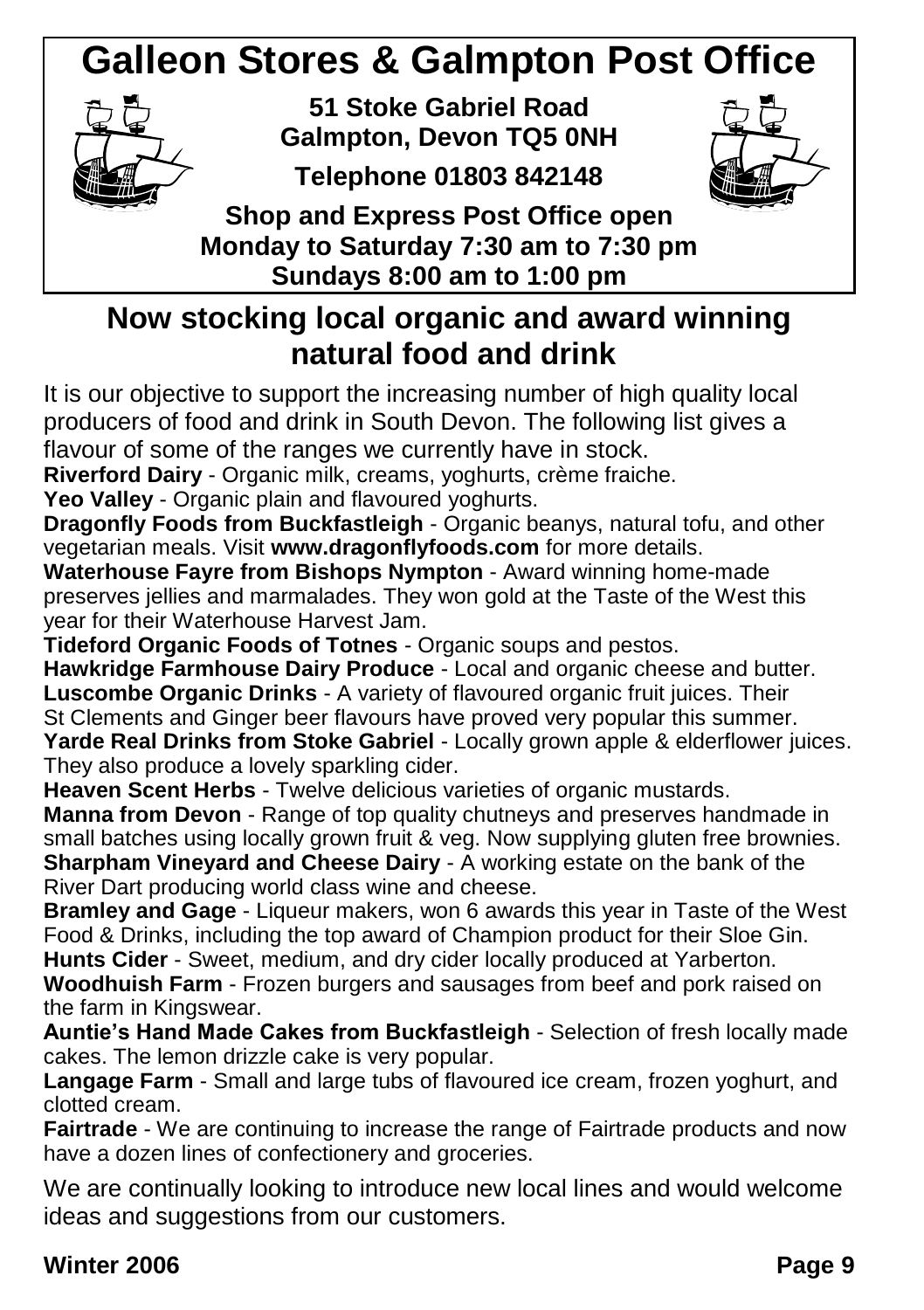# Galleon Stores & Galmpton Post Office

**51 Stoke Gabriel Road**
**Galmpton, Devon TQ5 0NH**

**Telephone 01803 842148**

**Shop and Express Post Office open**
**Monday to Saturday 7:30 am to 7:30 pm**
**Sundays 8:00 am to 1:00 pm**

## Now stocking local organic and award winning natural food and drink

It is our objective to support the increasing number of high quality local producers of food and drink in South Devon. The following list gives a flavour of some of the ranges we currently have in stock.

**Riverford Dairy** - Organic milk, creams, yoghurts, crème fraiche.

**Yeo Valley** - Organic plain and flavoured yoghurts.

**Dragonfly Foods from Buckfastleigh** - Organic beanys, natural tofu, and other vegetarian meals. Visit **www.dragonflyfoods.com** for more details.

**Waterhouse Fayre from Bishops Nympton** - Award winning home-made preserves jellies and marmalades. They won gold at the Taste of the West this year for their Waterhouse Harvest Jam.

**Tideford Organic Foods of Totnes** - Organic soups and pestos.

**Hawkridge Farmhouse Dairy Produce** - Local and organic cheese and butter.

**Luscombe Organic Drinks** - A variety of flavoured organic fruit juices. Their St Clements and Ginger beer flavours have proved very popular this summer.

**Yarde Real Drinks from Stoke Gabriel** - Locally grown apple & elderflower juices. They also produce a lovely sparkling cider.

**Heaven Scent Herbs** - Twelve delicious varieties of organic mustards.

**Manna from Devon** - Range of top quality chutneys and preserves handmade in small batches using locally grown fruit & veg. Now supplying gluten free brownies.

**Sharpham Vineyard and Cheese Dairy** - A working estate on the bank of the River Dart producing world class wine and cheese.

**Bramley and Gage** - Liqueur makers, won 6 awards this year in Taste of the West Food & Drinks, including the top award of Champion product for their Sloe Gin.

**Hunts Cider** - Sweet, medium, and dry cider locally produced at Yarberton.

**Woodhuish Farm** - Frozen burgers and sausages from beef and pork raised on the farm in Kingswear.

**Auntie's Hand Made Cakes from Buckfastleigh** - Selection of fresh locally made cakes. The lemon drizzle cake is very popular.

**Langage Farm** - Small and large tubs of flavoured ice cream, frozen yoghurt, and clotted cream.

**Fairtrade** - We are continuing to increase the range of Fairtrade products and now have a dozen lines of confectionery and groceries.

We are continually looking to introduce new local lines and would welcome ideas and suggestions from our customers.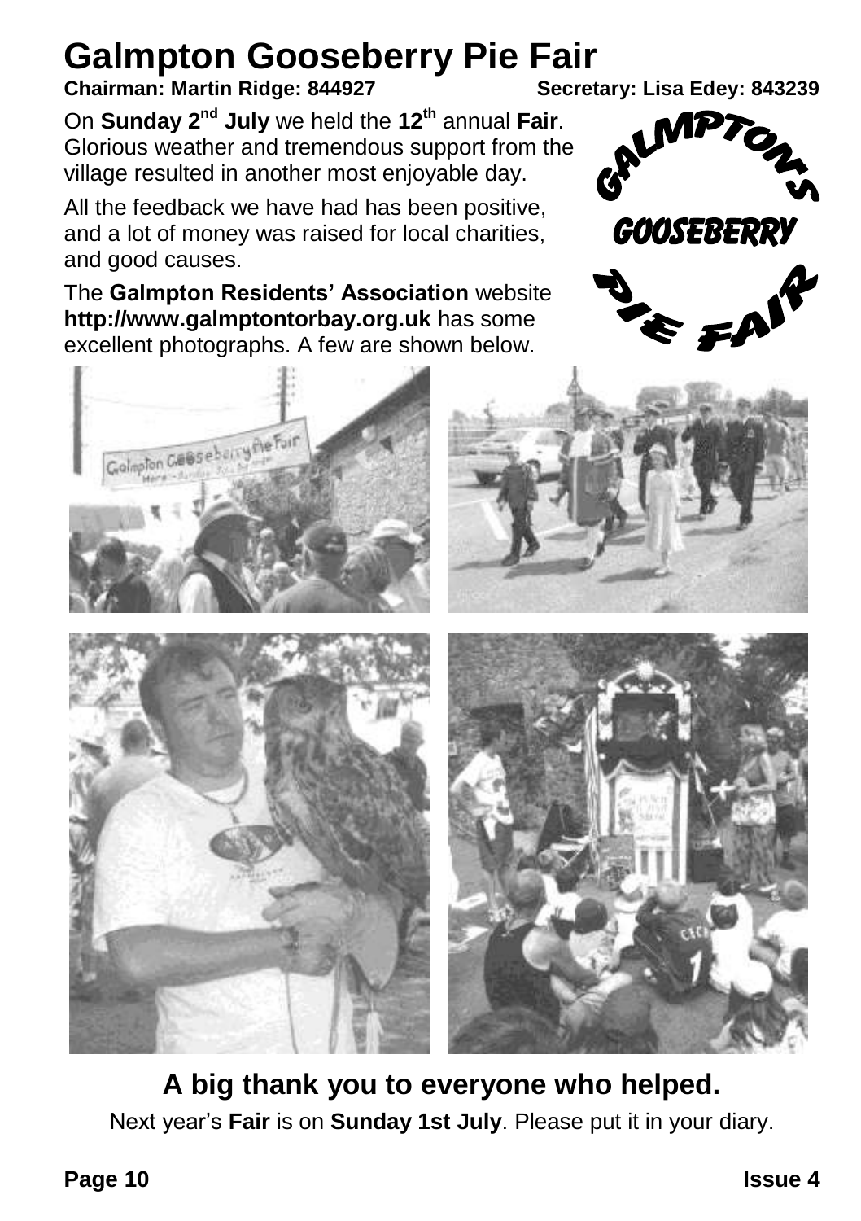# Galmpton Gooseberry Pie Fair

**Chairman: Martin Ridge: 844927** **Secretary: Lisa Edey: 843239**

On **Sunday 2nd July** we held the **12th** annual **Fair**. Glorious weather and tremendous support from the village resulted in another most enjoyable day.

All the feedback we have had has been positive, and a lot of money was raised for local charities, and good causes.

The **Galmpton Residents' Association** website **http://www.galmptontorbay.org.uk** has some excellent photographs. A few are shown below.

## A big thank you to everyone who helped.

Next year's **Fair** is on **Sunday 1st July**. Please put it in your diary.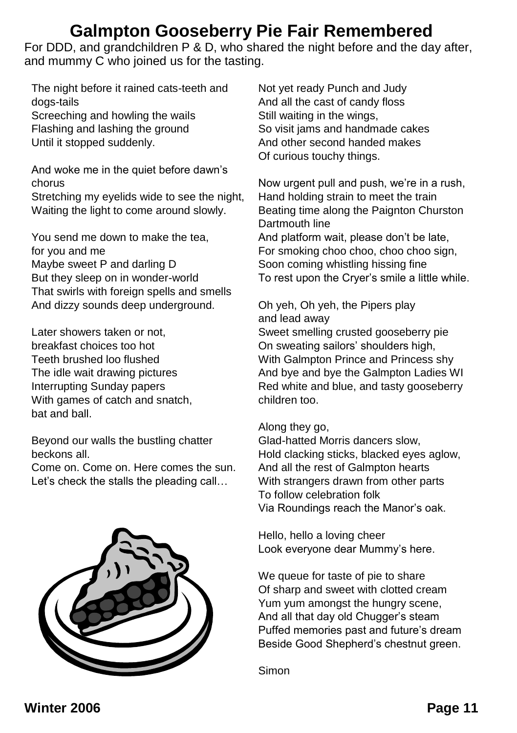# Galmpton Gooseberry Pie Fair Remembered

For DDD, and grandchildren P & D, who shared the night before and the day after, and mummy C who joined us for the tasting.

The night before it rained cats-teeth and dogs-tails
Screeching and howling the wails
Flashing and lashing the ground
Until it stopped suddenly.

And woke me in the quiet before dawn's chorus
Stretching my eyelids wide to see the night,
Waiting the light to come around slowly.

You send me down to make the tea, for you and me
Maybe sweet P and darling D
But they sleep on in wonder-world
That swirls with foreign spells and smells
And dizzy sounds deep underground.

Later showers taken or not, breakfast choices too hot
Teeth brushed loo flushed
The idle wait drawing pictures
Interrupting Sunday papers
With games of catch and snatch, bat and ball.

Beyond our walls the bustling chatter beckons all.
Come on. Come on. Here comes the sun.
Let's check the stalls the pleading call…

Not yet ready Punch and Judy
And all the cast of candy floss
Still waiting in the wings,
So visit jams and handmade cakes
And other second handed makes
Of curious touchy things.

Now urgent pull and push, we're in a rush,
Hand holding strain to meet the train
Beating time along the Paignton Churston Dartmouth line
And platform wait, please don't be late,
For smoking choo choo, choo choo sign,
Soon coming whistling hissing fine
To rest upon the Cryer's smile a little while.

Oh yeh, Oh yeh, the Pipers play and lead away
Sweet smelling crusted gooseberry pie
On sweating sailors' shoulders high,
With Galmpton Prince and Princess shy
And bye and bye the Galmpton Ladies WI
Red white and blue, and tasty gooseberry children too.

Along they go,
Glad-hatted Morris dancers slow,
Hold clacking sticks, blacked eyes aglow,
And all the rest of Galmpton hearts
With strangers drawn from other parts
To follow celebration folk
Via Roundings reach the Manor's oak.

Hello, hello a loving cheer
Look everyone dear Mummy's here.

We queue for taste of pie to share
Of sharp and sweet with clotted cream
Yum yum amongst the hungry scene,
And all that day old Chugger's steam
Puffed memories past and future's dream
Beside Good Shepherd's chestnut green.

Simon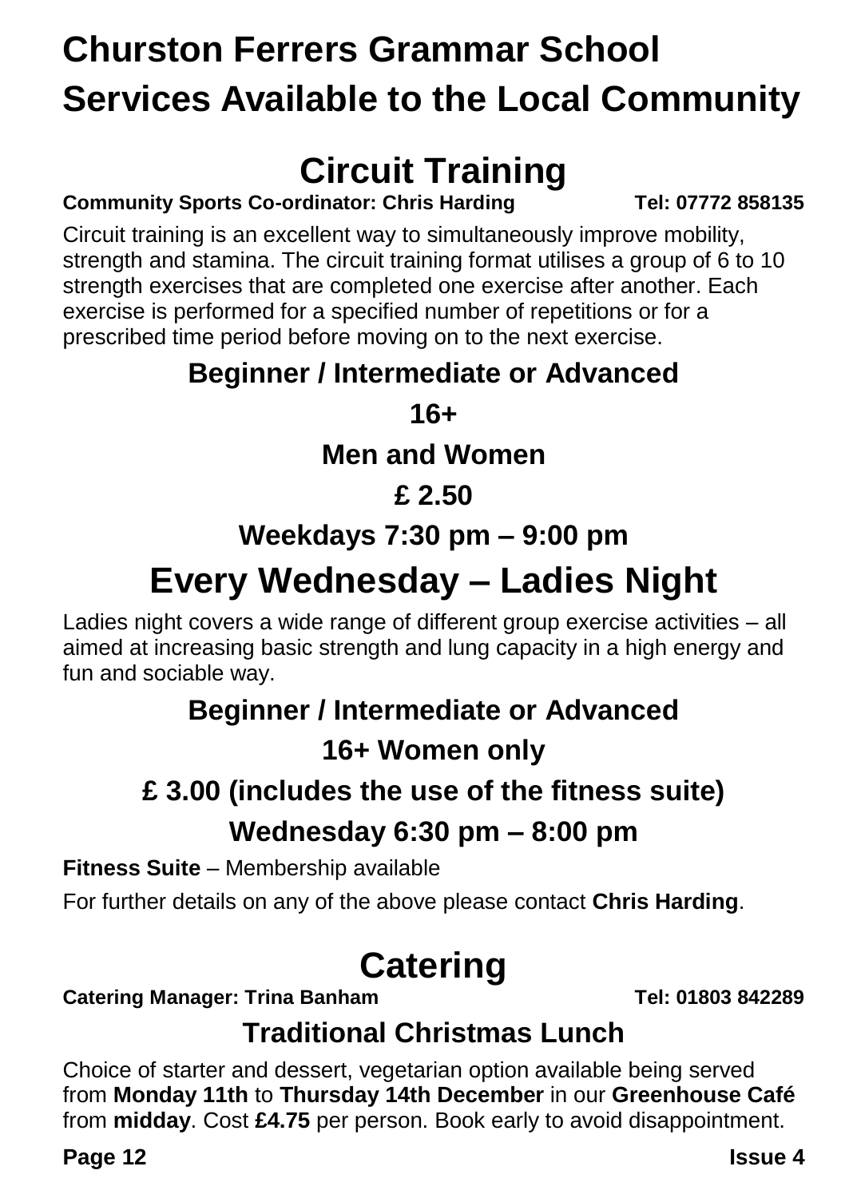# Churston Ferrers Grammar School Services Available to the Local Community

## Circuit Training

**Community Sports Co-ordinator: Chris Harding** **Tel: 07772 858135**

Circuit training is an excellent way to simultaneously improve mobility, strength and stamina. The circuit training format utilises a group of 6 to 10 strength exercises that are completed one exercise after another. Each exercise is performed for a specified number of repetitions or for a prescribed time period before moving on to the next exercise.

**Beginner / Intermediate or Advanced**

**16+**

**Men and Women**

**£ 2.50**

**Weekdays 7:30 pm – 9:00 pm**

## Every Wednesday – Ladies Night

Ladies night covers a wide range of different group exercise activities – all aimed at increasing basic strength and lung capacity in a high energy and fun and sociable way.

**Beginner / Intermediate or Advanced**

**16+ Women only**

**£ 3.00 (includes the use of the fitness suite)**

**Wednesday 6:30 pm – 8:00 pm**

**Fitness Suite** – Membership available

For further details on any of the above please contact **Chris Harding**.

## Catering

**Catering Manager: Trina Banham** **Tel: 01803 842289**

### Traditional Christmas Lunch

Choice of starter and dessert, vegetarian option available being served from **Monday 11th** to **Thursday 14th December** in our **Greenhouse Café** from **midday**. Cost **£4.75** per person. Book early to avoid disappointment.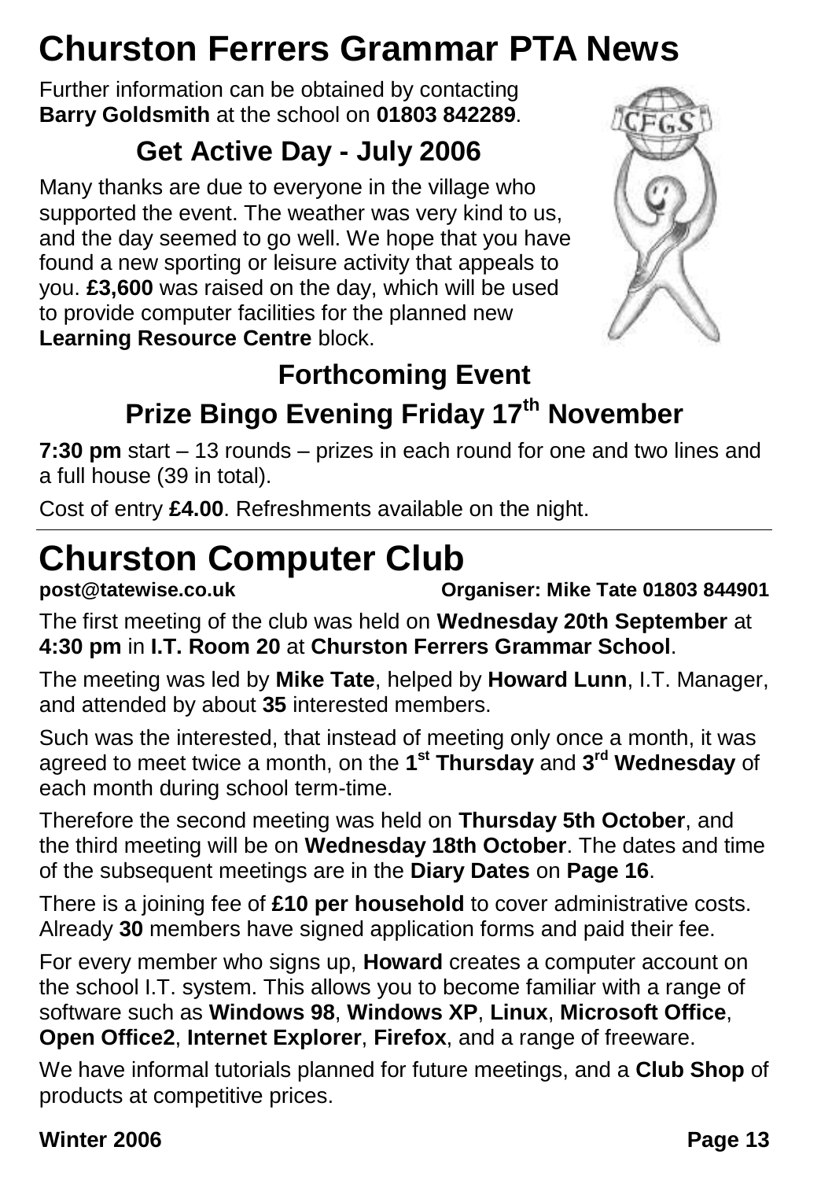# Churston Ferrers Grammar PTA News

Further information can be obtained by contacting **Barry Goldsmith** at the school on **01803 842289**.

## Get Active Day - July 2006

Many thanks are due to everyone in the village who supported the event. The weather was very kind to us, and the day seemed to go well. We hope that you have found a new sporting or leisure activity that appeals to you. **£3,600** was raised on the day, which will be used to provide computer facilities for the planned new **Learning Resource Centre** block.

## Forthcoming Event

## Prize Bingo Evening Friday 17th November

**7:30 pm** start – 13 rounds – prizes in each round for one and two lines and a full house (39 in total).

Cost of entry **£4.00**. Refreshments available on the night.

---

# Churston Computer Club

**post@tatewise.co.uk** **Organiser: Mike Tate 01803 844901**

The first meeting of the club was held on **Wednesday 20th September** at **4:30 pm** in **I.T. Room 20** at **Churston Ferrers Grammar School**.

The meeting was led by **Mike Tate**, helped by **Howard Lunn**, I.T. Manager, and attended by about **35** interested members.

Such was the interested, that instead of meeting only once a month, it was agreed to meet twice a month, on the **1st Thursday** and **3rd Wednesday** of each month during school term-time.

Therefore the second meeting was held on **Thursday 5th October**, and the third meeting will be on **Wednesday 18th October**. The dates and time of the subsequent meetings are in the **Diary Dates** on **Page 16**.

There is a joining fee of **£10 per household** to cover administrative costs. Already **30** members have signed application forms and paid their fee.

For every member who signs up, **Howard** creates a computer account on the school I.T. system. This allows you to become familiar with a range of software such as **Windows 98**, **Windows XP**, **Linux**, **Microsoft Office**, **Open Office2**, **Internet Explorer**, **Firefox**, and a range of freeware.

We have informal tutorials planned for future meetings, and a **Club Shop** of products at competitive prices.

**Winter 2006**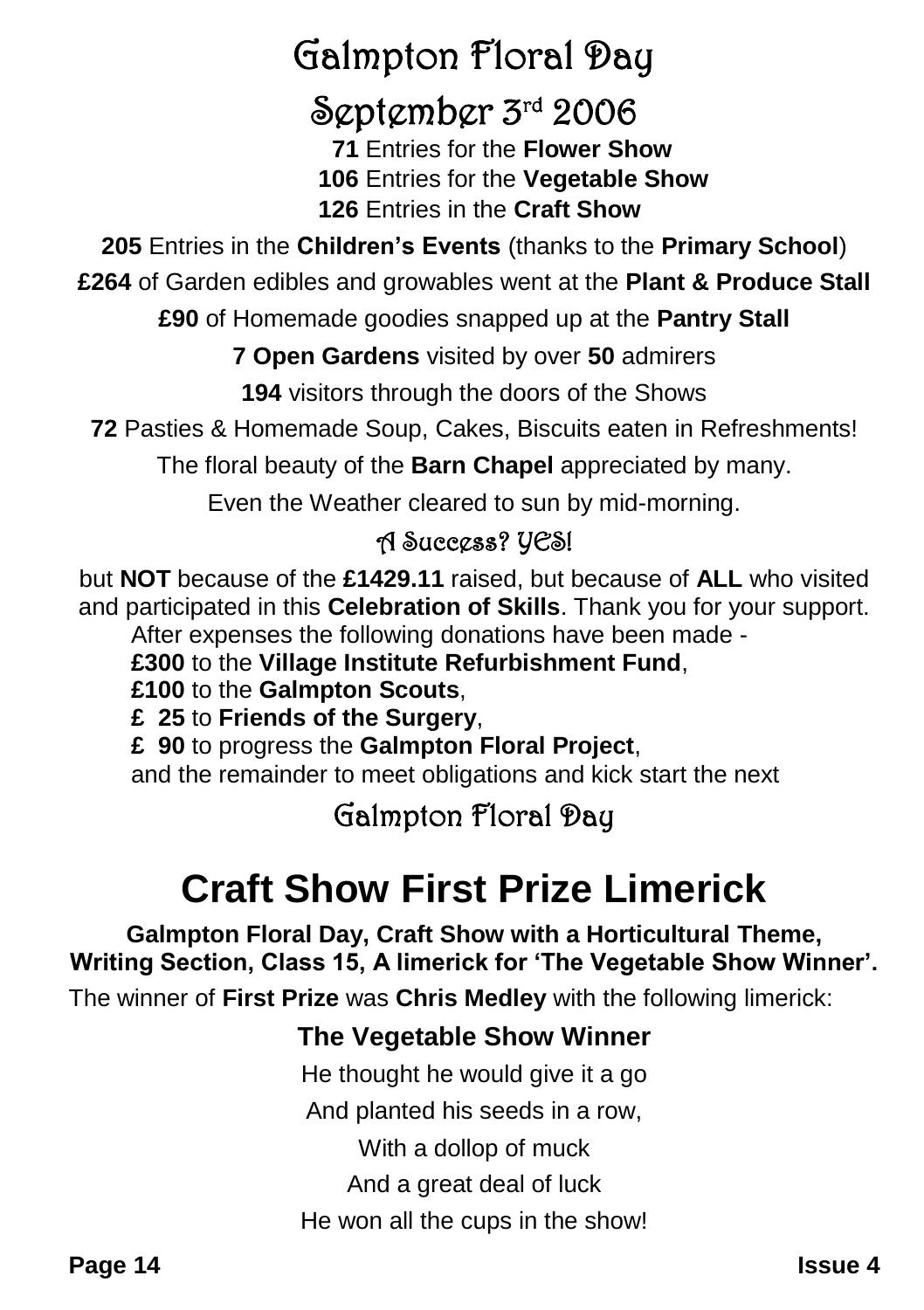# Galmpton Floral Day

## September 3rd 2006

**71** Entries for the **Flower Show**

**106** Entries for the **Vegetable Show**

**126** Entries in the **Craft Show**

**205** Entries in the **Children's Events** (thanks to the **Primary School**)

**£264** of Garden edibles and growables went at the **Plant & Produce Stall**

**£90** of Homemade goodies snapped up at the **Pantry Stall**

**7 Open Gardens** visited by over **50** admirers

**194** visitors through the doors of the Shows

**72** Pasties & Homemade Soup, Cakes, Biscuits eaten in Refreshments!

The floral beauty of the **Barn Chapel** appreciated by many.

Even the Weather cleared to sun by mid-morning.

### A Success? YES!

but **NOT** because of the **£1429.11** raised, but because of **ALL** who visited and participated in this **Celebration of Skills**. Thank you for your support.

After expenses the following donations have been made -

**£300** to the **Village Institute Refurbishment Fund**,

**£100** to the **Galmpton Scouts**,

**£ 25** to **Friends of the Surgery**,

**£ 90** to progress the **Galmpton Floral Project**,

and the remainder to meet obligations and kick start the next

### Galmpton Floral Day

# Craft Show First Prize Limerick

**Galmpton Floral Day, Craft Show with a Horticultural Theme, Writing Section, Class 15, A limerick for 'The Vegetable Show Winner'.**

The winner of **First Prize** was **Chris Medley** with the following limerick:

### The Vegetable Show Winner

He thought he would give it a go

And planted his seeds in a row,

With a dollop of muck

And a great deal of luck

He won all the cups in the show!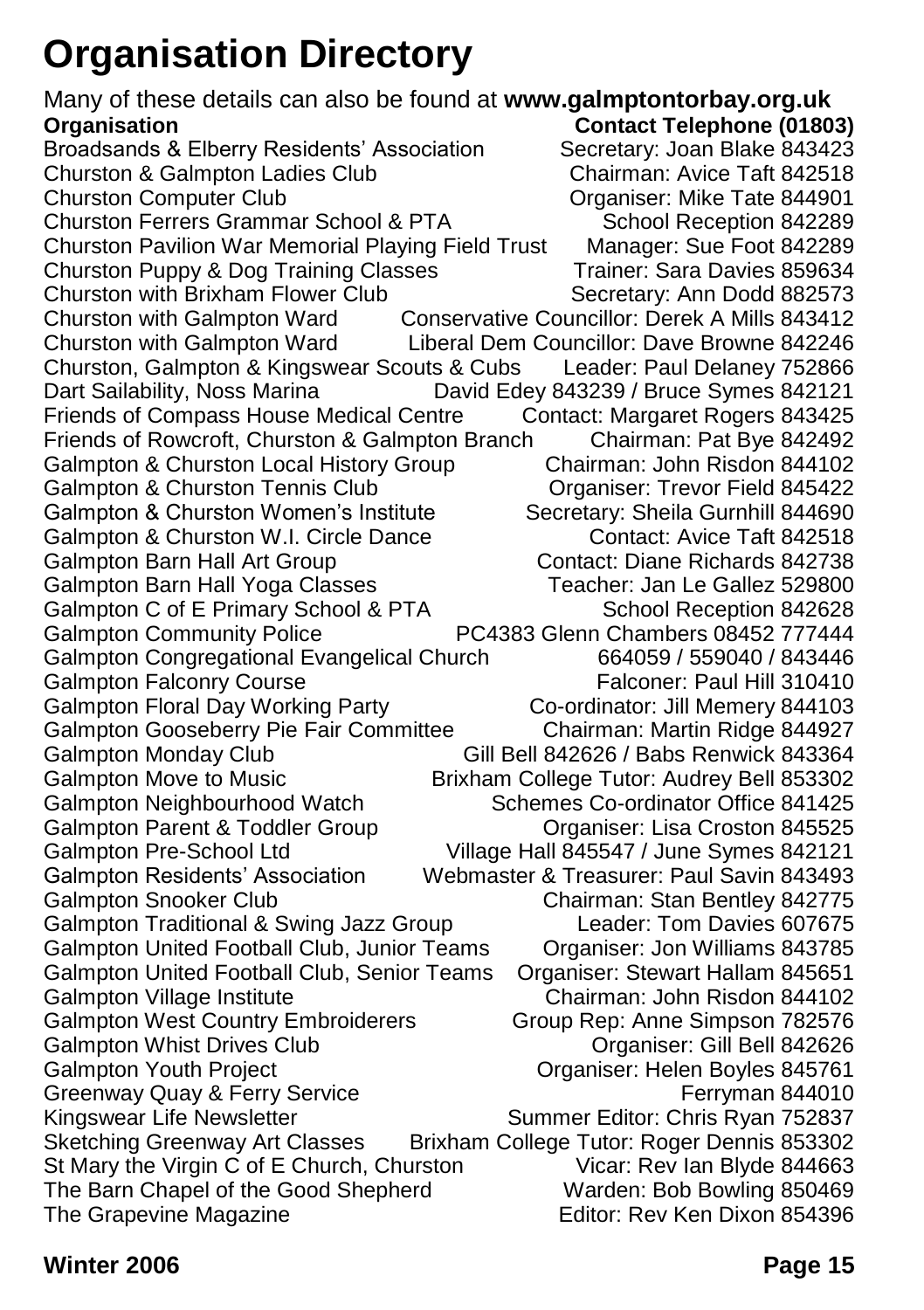# Organisation Directory

Many of these details can also be found at **www.galmptontorbay.org.uk**

| **Organisation** | **Contact Telephone (01803)** |
| --- | --- |
| Broadsands & Elberry Residents' Association | Secretary: Joan Blake 843423 |
| Churston & Galmpton Ladies Club | Chairman: Avice Taft 842518 |
| Churston Computer Club | Organiser: Mike Tate 844901 |
| Churston Ferrers Grammar School & PTA | School Reception 842289 |
| Churston Pavilion War Memorial Playing Field Trust | Manager: Sue Foot 842289 |
| Churston Puppy & Dog Training Classes | Trainer: Sara Davies 859634 |
| Churston with Brixham Flower Club | Secretary: Ann Dodd 882573 |
| Churston with Galmpton Ward | Conservative Councillor: Derek A Mills 843412 |
| Churston with Galmpton Ward | Liberal Dem Councillor: Dave Browne 842246 |
| Churston, Galmpton & Kingswear Scouts & Cubs | Leader: Paul Delaney 752866 |
| Dart Sailability, Noss Marina | David Edey 843239 / Bruce Symes 842121 |
| Friends of Compass House Medical Centre | Contact: Margaret Rogers 843425 |
| Friends of Rowcroft, Churston & Galmpton Branch | Chairman: Pat Bye 842492 |
| Galmpton & Churston Local History Group | Chairman: John Risdon 844102 |
| Galmpton & Churston Tennis Club | Organiser: Trevor Field 845422 |
| Galmpton & Churston Women's Institute | Secretary: Sheila Gurnhill 844690 |
| Galmpton & Churston W.I. Circle Dance | Contact: Avice Taft 842518 |
| Galmpton Barn Hall Art Group | Contact: Diane Richards 842738 |
| Galmpton Barn Hall Yoga Classes | Teacher: Jan Le Gallez 529800 |
| Galmpton C of E Primary School & PTA | School Reception 842628 |
| Galmpton Community Police | PC4383 Glenn Chambers 08452 777444 |
| Galmpton Congregational Evangelical Church | 664059 / 559040 / 843446 |
| Galmpton Falconry Course | Falconer: Paul Hill 310410 |
| Galmpton Floral Day Working Party | Co-ordinator: Jill Memery 844103 |
| Galmpton Gooseberry Pie Fair Committee | Chairman: Martin Ridge 844927 |
| Galmpton Monday Club | Gill Bell 842626 / Babs Renwick 843364 |
| Galmpton Move to Music | Brixham College Tutor: Audrey Bell 853302 |
| Galmpton Neighbourhood Watch | Schemes Co-ordinator Office 841425 |
| Galmpton Parent & Toddler Group | Organiser: Lisa Croston 845525 |
| Galmpton Pre-School Ltd | Village Hall 845547 / June Symes 842121 |
| Galmpton Residents' Association | Webmaster & Treasurer: Paul Savin 843493 |
| Galmpton Snooker Club | Chairman: Stan Bentley 842775 |
| Galmpton Traditional & Swing Jazz Group | Leader: Tom Davies 607675 |
| Galmpton United Football Club, Junior Teams | Organiser: Jon Williams 843785 |
| Galmpton United Football Club, Senior Teams | Organiser: Stewart Hallam 845651 |
| Galmpton Village Institute | Chairman: John Risdon 844102 |
| Galmpton West Country Embroiderers | Group Rep: Anne Simpson 782576 |
| Galmpton Whist Drives Club | Organiser: Gill Bell 842626 |
| Galmpton Youth Project | Organiser: Helen Boyles 845761 |
| Greenway Quay & Ferry Service | Ferryman 844010 |
| Kingswear Life Newsletter | Summer Editor: Chris Ryan 752837 |
| Sketching Greenway Art Classes | Brixham College Tutor: Roger Dennis 853302 |
| St Mary the Virgin C of E Church, Churston | Vicar: Rev Ian Blyde 844663 |
| The Barn Chapel of the Good Shepherd | Warden: Bob Bowling 850469 |
| The Grapevine Magazine | Editor: Rev Ken Dixon 854396 |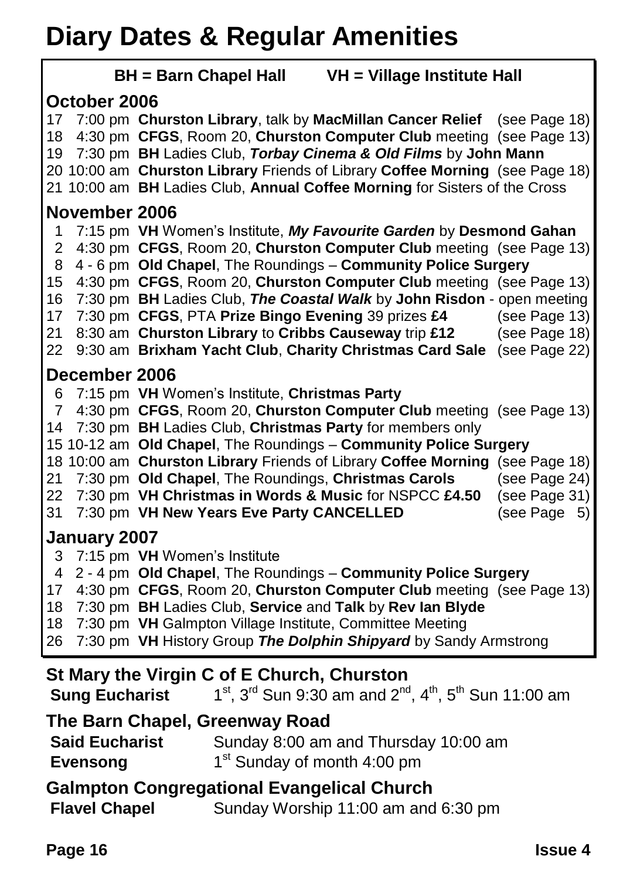# Diary Dates & Regular Amenities

**BH = Barn Chapel Hall** **VH = Village Institute Hall**

## October 2006

17 7:00 pm **Churston Library**, talk by **MacMillan Cancer Relief** (see Page 18)
18 4:30 pm **CFGS**, Room 20, **Churston Computer Club** meeting (see Page 13)
19 7:30 pm **BH** Ladies Club, ***Torbay Cinema & Old Films*** by **John Mann**
20 10:00 am **Churston Library** Friends of Library **Coffee Morning** (see Page 18)
21 10:00 am **BH** Ladies Club, **Annual Coffee Morning** for Sisters of the Cross

## November 2006

1 7:15 pm **VH** Women's Institute, ***My Favourite Garden*** by **Desmond Gahan**
2 4:30 pm **CFGS**, Room 20, **Churston Computer Club** meeting (see Page 13)
8 4 - 6 pm **Old Chapel**, The Roundings – **Community Police Surgery**
15 4:30 pm **CFGS**, Room 20, **Churston Computer Club** meeting (see Page 13)
16 7:30 pm **BH** Ladies Club, ***The Coastal Walk*** by **John Risdon** - open meeting
17 7:30 pm **CFGS**, PTA **Prize Bingo Evening** 39 prizes **£4** (see Page 13)
21 8:30 am **Churston Library** to **Cribbs Causeway** trip **£12** (see Page 18)
22 9:30 am **Brixham Yacht Club**, **Charity Christmas Card Sale** (see Page 22)

## December 2006

6 7:15 pm **VH** Women's Institute, **Christmas Party**
7 4:30 pm **CFGS**, Room 20, **Churston Computer Club** meeting (see Page 13)
14 7:30 pm **BH** Ladies Club, **Christmas Party** for members only
15 10-12 am **Old Chapel**, The Roundings – **Community Police Surgery**
18 10:00 am **Churston Library** Friends of Library **Coffee Morning** (see Page 18)
21 7:30 pm **Old Chapel**, The Roundings, **Christmas Carols** (see Page 24)
22 7:30 pm **VH Christmas in Words & Music** for NSPCC **£4.50** (see Page 31)
31 7:30 pm **VH New Years Eve Party CANCELLED** (see Page 5)

## January 2007

3 7:15 pm **VH** Women's Institute
4 2 - 4 pm **Old Chapel**, The Roundings – **Community Police Surgery**
17 4:30 pm **CFGS**, Room 20, **Churston Computer Club** meeting (see Page 13)
18 7:30 pm **BH** Ladies Club, **Service** and **Talk** by **Rev Ian Blyde**
18 7:30 pm **VH** Galmpton Village Institute, Committee Meeting
26 7:30 pm **VH** History Group ***The Dolphin Shipyard*** by Sandy Armstrong

## St Mary the Virgin C of E Church, Churston

**Sung Eucharist** 1st, 3rd Sun 9:30 am and 2nd, 4th, 5th Sun 11:00 am

## The Barn Chapel, Greenway Road

**Said Eucharist** Sunday 8:00 am and Thursday 10:00 am
**Evensong** 1st Sunday of month 4:00 pm

## Galmpton Congregational Evangelical Church

**Flavel Chapel** Sunday Worship 11:00 am and 6:30 pm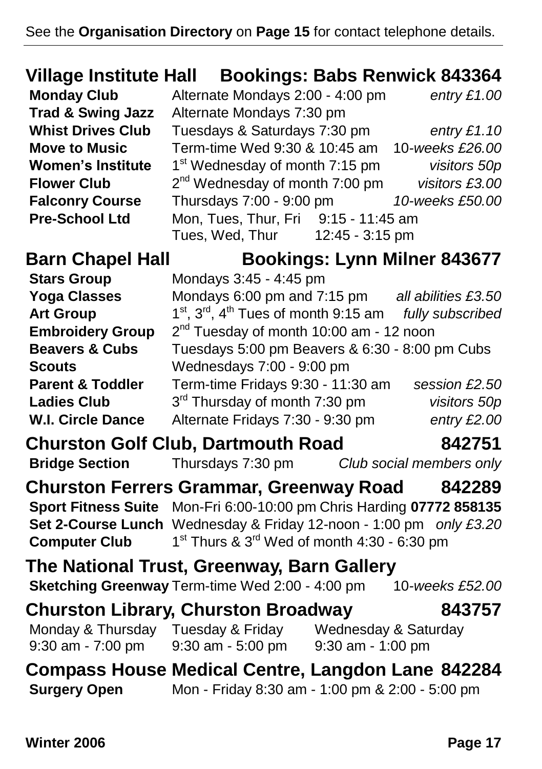See the **Organisation Directory** on **Page 15** for contact telephone details.

## Village Institute Hall — Bookings: Babs Renwick 843364

| | | |
|---|---|---|
| **Monday Club** | Alternate Mondays 2:00 - 4:00 pm | *entry £1.00* |
| **Trad & Swing Jazz** | Alternate Mondays 7:30 pm | |
| **Whist Drives Club** | Tuesdays & Saturdays 7:30 pm | *entry £1.10* |
| **Move to Music** | Term-time Wed 9:30 & 10:45 am | 10-*weeks £26.00* |
| **Women's Institute** | 1st Wednesday of month 7:15 pm | *visitors 50p* |
| **Flower Club** | 2nd Wednesday of month 7:00 pm | *visitors £3.00* |
| **Falconry Course** | Thursdays 7:00 - 9:00 pm | *10-weeks £50.00* |
| **Pre-School Ltd** | Mon, Tues, Thur, Fri 9:15 - 11:45 am<br>Tues, Wed, Thur 12:45 - 3:15 pm | |

## Barn Chapel Hall — Bookings: Lynn Milner 843677

| | | |
|---|---|---|
| **Stars Group** | Mondays 3:45 - 4:45 pm | |
| **Yoga Classes** | Mondays 6:00 pm and 7:15 pm | *all abilities £3.50* |
| **Art Group** | 1st, 3rd, 4th Tues of month 9:15 am | *fully subscribed* |
| **Embroidery Group** | 2nd Tuesday of month 10:00 am - 12 noon | |
| **Beavers & Cubs** | Tuesdays 5:00 pm Beavers & 6:30 - 8:00 pm Cubs | |
| **Scouts** | Wednesdays 7:00 - 9:00 pm | |
| **Parent & Toddler** | Term-time Fridays 9:30 - 11:30 am | *session £2.50* |
| **Ladies Club** | 3rd Thursday of month 7:30 pm | *visitors 50p* |
| **W.I. Circle Dance** | Alternate Fridays 7:30 - 9:30 pm | *entry £2.00* |

## Churston Golf Club, Dartmouth Road — 842751

| | | |
|---|---|---|
| **Bridge Section** | Thursdays 7:30 pm | *Club social members only* |

## Churston Ferrers Grammar, Greenway Road — 842289

| | | |
|---|---|---|
| **Sport Fitness Suite** | Mon-Fri 6:00-10:00 pm Chris Harding **07772 858135** | |
| **Set 2-Course Lunch** | Wednesday & Friday 12-noon - 1:00 pm | *only £3.20* |
| **Computer Club** | 1st Thurs & 3rd Wed of month 4:30 - 6:30 pm | |

## The National Trust, Greenway, Barn Gallery

| | | |
|---|---|---|
| **Sketching Greenway** | Term-time Wed 2:00 - 4:00 pm | 10-*weeks £52.00* |

## Churston Library, Churston Broadway — 843757

| Monday & Thursday | Tuesday & Friday | Wednesday & Saturday |
|---|---|---|
| 9:30 am - 7:00 pm | 9:30 am - 5:00 pm | 9:30 am - 1:00 pm |

## Compass House Medical Centre, Langdon Lane 842284

| | |
|---|---|
| **Surgery Open** | Mon - Friday 8:30 am - 1:00 pm & 2:00 - 5:00 pm |

Winter 2006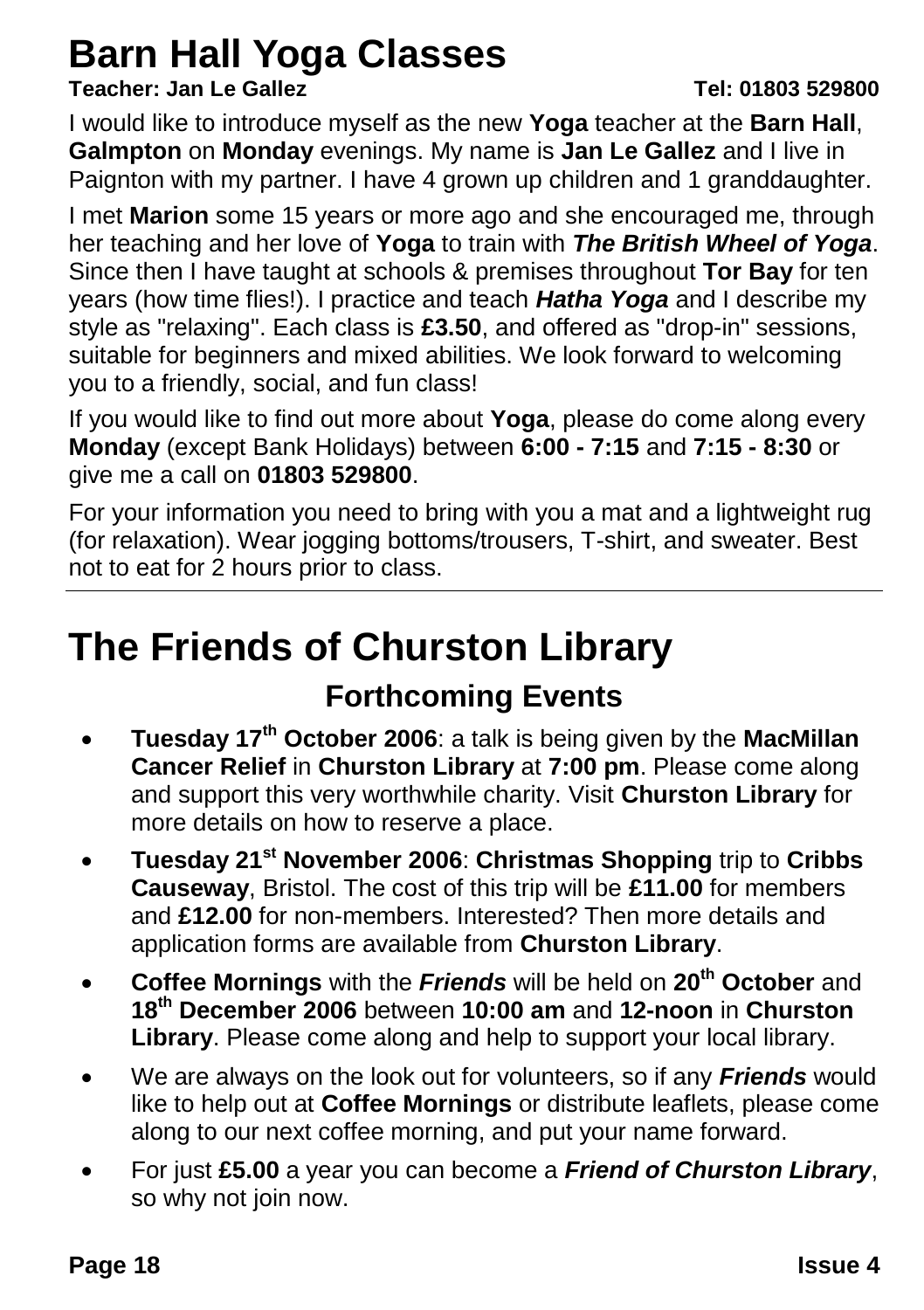# Barn Hall Yoga Classes

**Teacher: Jan Le Gallez** **Tel: 01803 529800**

I would like to introduce myself as the new **Yoga** teacher at the **Barn Hall**, **Galmpton** on **Monday** evenings. My name is **Jan Le Gallez** and I live in Paignton with my partner. I have 4 grown up children and 1 granddaughter.

I met **Marion** some 15 years or more ago and she encouraged me, through her teaching and her love of **Yoga** to train with ***The British Wheel of Yoga***. Since then I have taught at schools & premises throughout **Tor Bay** for ten years (how time flies!). I practice and teach ***Hatha Yoga*** and I describe my style as "relaxing". Each class is **£3.50**, and offered as "drop-in" sessions, suitable for beginners and mixed abilities. We look forward to welcoming you to a friendly, social, and fun class!

If you would like to find out more about **Yoga**, please do come along every **Monday** (except Bank Holidays) between **6:00 - 7:15** and **7:15 - 8:30** or give me a call on **01803 529800**.

For your information you need to bring with you a mat and a lightweight rug (for relaxation). Wear jogging bottoms/trousers, T-shirt, and sweater. Best not to eat for 2 hours prior to class.

---

# The Friends of Churston Library

## Forthcoming Events

- **Tuesday 17th October 2006**: a talk is being given by the **MacMillan Cancer Relief** in **Churston Library** at **7:00 pm**. Please come along and support this very worthwhile charity. Visit **Churston Library** for more details on how to reserve a place.
- **Tuesday 21st November 2006**: **Christmas Shopping** trip to **Cribbs Causeway**, Bristol. The cost of this trip will be **£11.00** for members and **£12.00** for non-members. Interested? Then more details and application forms are available from **Churston Library**.
- **Coffee Mornings** with the ***Friends*** will be held on **20th October** and **18th December 2006** between **10:00 am** and **12-noon** in **Churston Library**. Please come along and help to support your local library.
- We are always on the look out for volunteers, so if any ***Friends*** would like to help out at **Coffee Mornings** or distribute leaflets, please come along to our next coffee morning, and put your name forward.
- For just **£5.00** a year you can become a ***Friend of Churston Library***, so why not join now.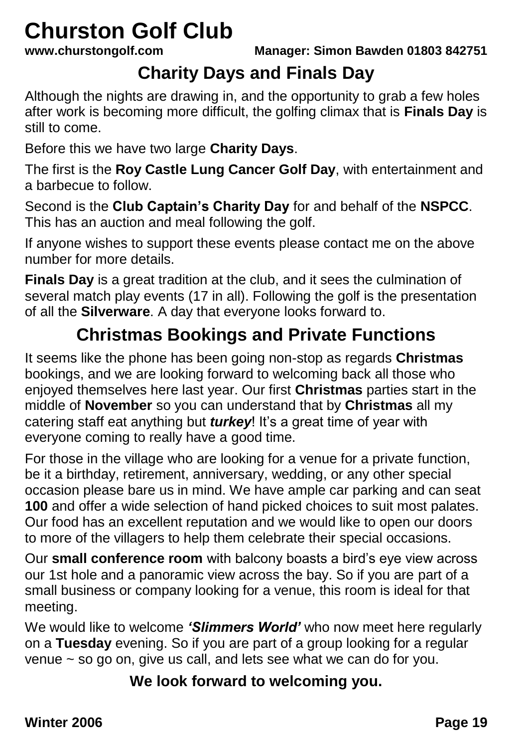# Churston Golf Club

**www.churstongolf.com** **Manager: Simon Bawden 01803 842751**

## Charity Days and Finals Day

Although the nights are drawing in, and the opportunity to grab a few holes after work is becoming more difficult, the golfing climax that is **Finals Day** is still to come.

Before this we have two large **Charity Days**.

The first is the **Roy Castle Lung Cancer Golf Day**, with entertainment and a barbecue to follow.

Second is the **Club Captain's Charity Day** for and behalf of the **NSPCC**. This has an auction and meal following the golf.

If anyone wishes to support these events please contact me on the above number for more details.

**Finals Day** is a great tradition at the club, and it sees the culmination of several match play events (17 in all). Following the golf is the presentation of all the **Silverware**. A day that everyone looks forward to.

## Christmas Bookings and Private Functions

It seems like the phone has been going non-stop as regards **Christmas** bookings, and we are looking forward to welcoming back all those who enjoyed themselves here last year. Our first **Christmas** parties start in the middle of **November** so you can understand that by **Christmas** all my catering staff eat anything but ***turkey***! It's a great time of year with everyone coming to really have a good time.

For those in the village who are looking for a venue for a private function, be it a birthday, retirement, anniversary, wedding, or any other special occasion please bare us in mind. We have ample car parking and can seat **100** and offer a wide selection of hand picked choices to suit most palates. Our food has an excellent reputation and we would like to open our doors to more of the villagers to help them celebrate their special occasions.

Our **small conference room** with balcony boasts a bird's eye view across our 1st hole and a panoramic view across the bay. So if you are part of a small business or company looking for a venue, this room is ideal for that meeting.

We would like to welcome ***'Slimmers World'*** who now meet here regularly on a **Tuesday** evening. So if you are part of a group looking for a regular venue ~ so go on, give us call, and lets see what we can do for you.

**We look forward to welcoming you.**

**Winter 2006**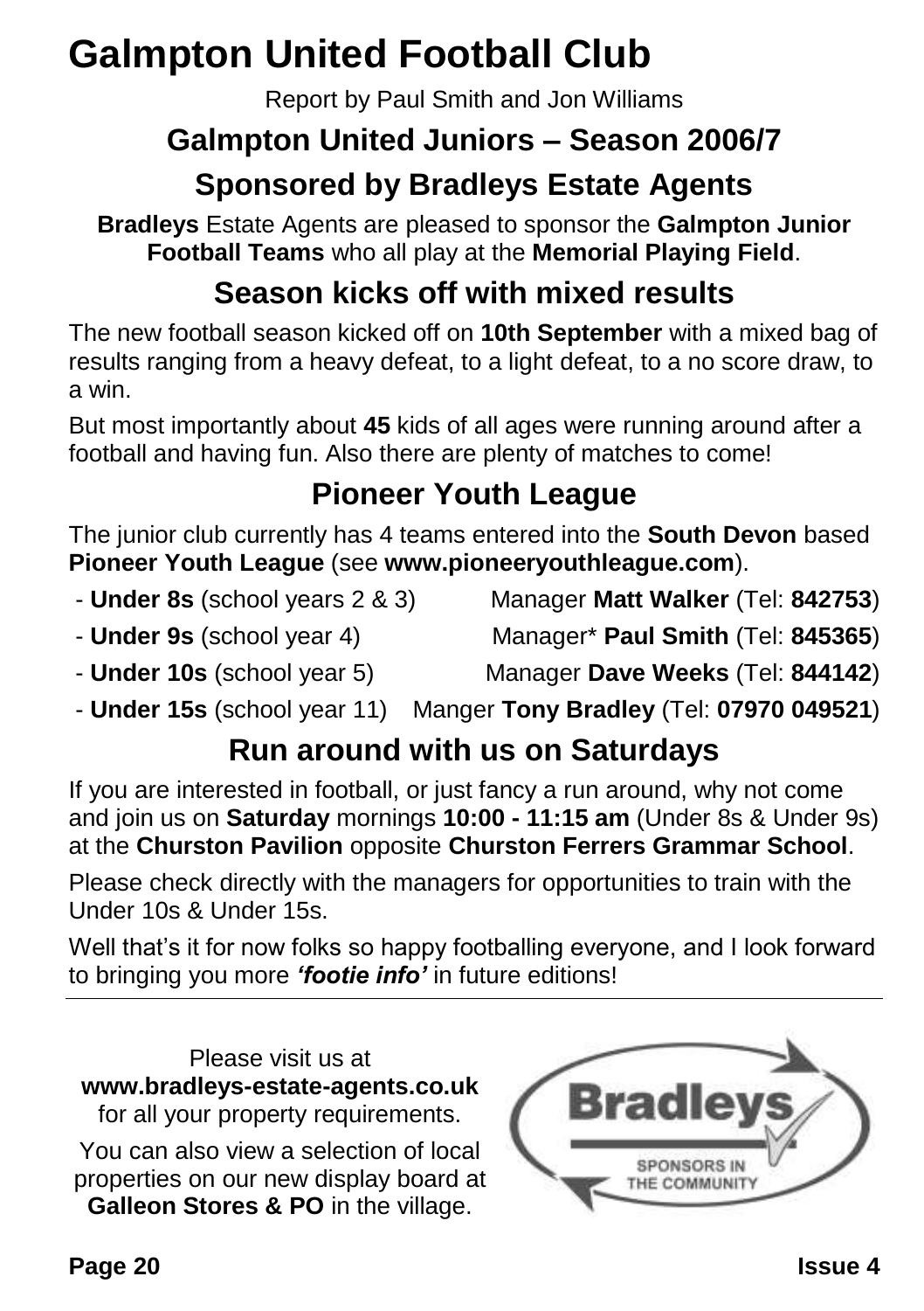# Galmpton United Football Club

Report by Paul Smith and Jon Williams

## Galmpton United Juniors – Season 2006/7

## Sponsored by Bradleys Estate Agents

**Bradleys** Estate Agents are pleased to sponsor the **Galmpton Junior Football Teams** who all play at the **Memorial Playing Field**.

## Season kicks off with mixed results

The new football season kicked off on **10th September** with a mixed bag of results ranging from a heavy defeat, to a light defeat, to a no score draw, to a win.

But most importantly about **45** kids of all ages were running around after a football and having fun. Also there are plenty of matches to come!

## Pioneer Youth League

The junior club currently has 4 teams entered into the **South Devon** based **Pioneer Youth League** (see **www.pioneeryouthleague.com**).

- **Under 8s** (school years 2 & 3) Manager **Matt Walker** (Tel: **842753**)
- **Under 9s** (school year 4) Manager* **Paul Smith** (Tel: **845365**)
- **Under 10s** (school year 5) Manager **Dave Weeks** (Tel: **844142**)
- **Under 15s** (school year 11) Manger **Tony Bradley** (Tel: **07970 049521**)

## Run around with us on Saturdays

If you are interested in football, or just fancy a run around, why not come and join us on **Saturday** mornings **10:00 - 11:15 am** (Under 8s & Under 9s) at the **Churston Pavilion** opposite **Churston Ferrers Grammar School**.

Please check directly with the managers for opportunities to train with the Under 10s & Under 15s.

Well that's it for now folks so happy footballing everyone, and I look forward to bringing you more ***'footie info'*** in future editions!

---

Please visit us at **www.bradleys-estate-agents.co.uk** for all your property requirements.

You can also view a selection of local properties on our new display board at **Galleon Stores & PO** in the village.

Bradleys SPONSORS IN THE COMMUNITY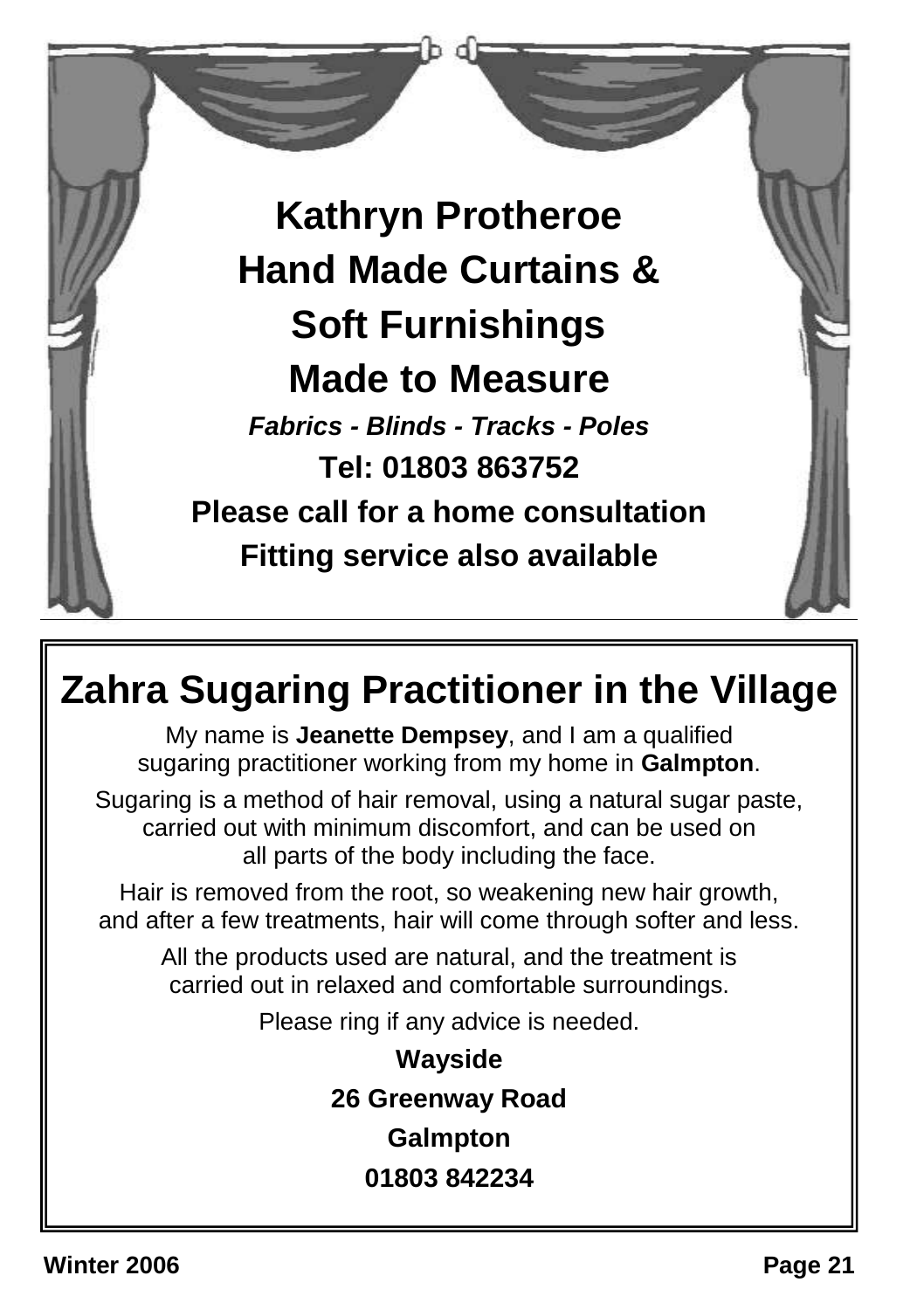# Kathryn Protheroe
## Hand Made Curtains & Soft Furnishings Made to Measure

***Fabrics - Blinds - Tracks - Poles***

**Tel: 01803 863752**

**Please call for a home consultation**

**Fitting service also available**

---

## Zahra Sugaring Practitioner in the Village

My name is **Jeanette Dempsey**, and I am a qualified sugaring practitioner working from my home in **Galmpton**.

Sugaring is a method of hair removal, using a natural sugar paste, carried out with minimum discomfort, and can be used on all parts of the body including the face.

Hair is removed from the root, so weakening new hair growth, and after a few treatments, hair will come through softer and less.

All the products used are natural, and the treatment is carried out in relaxed and comfortable surroundings.

Please ring if any advice is needed.

**Wayside**

**26 Greenway Road**

**Galmpton**

**01803 842234**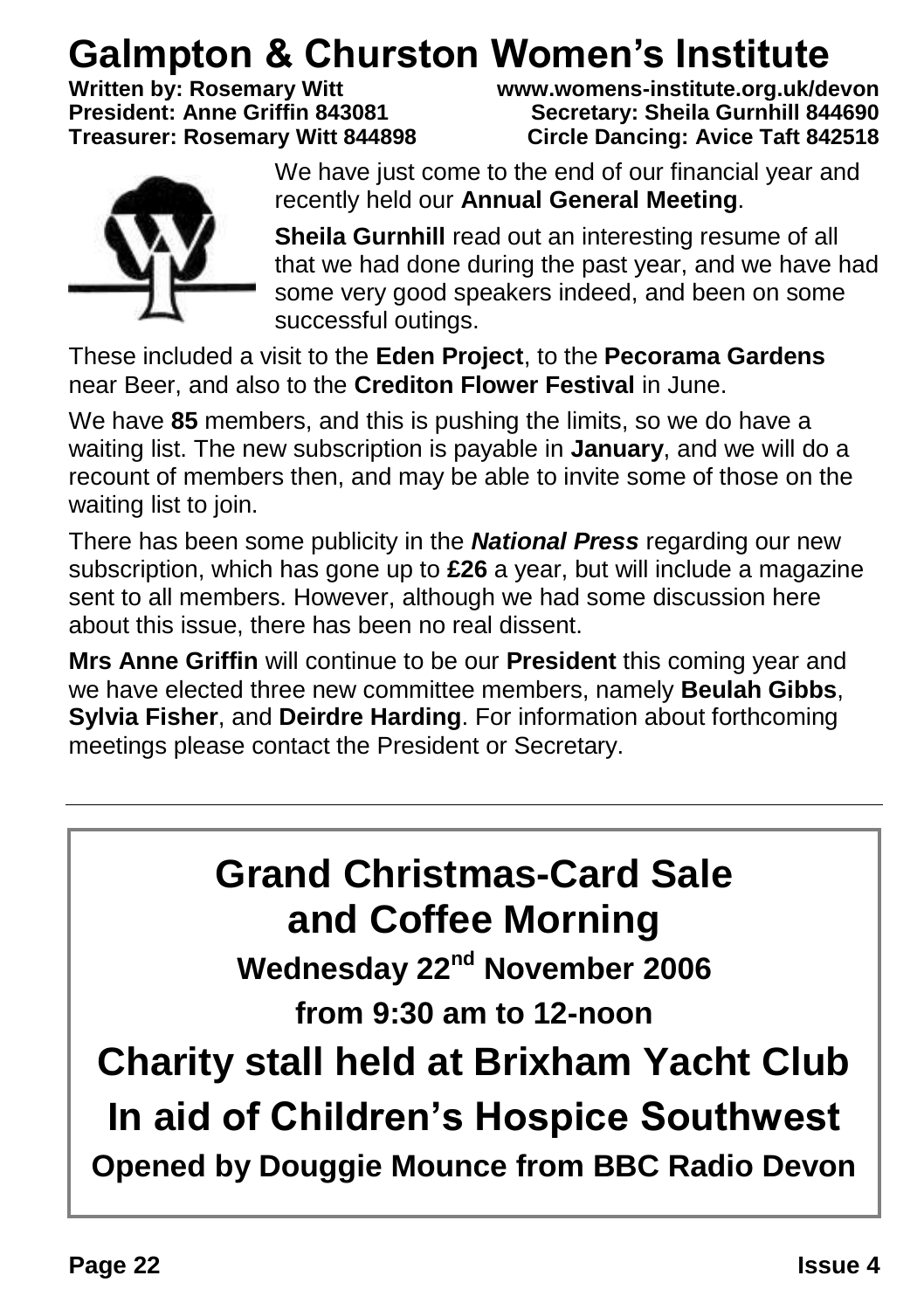# Galmpton & Churston Women's Institute

**Written by: Rosemary Witt** **www.womens-institute.org.uk/devon**
**President: Anne Griffin 843081** **Secretary: Sheila Gurnhill 844690**
**Treasurer: Rosemary Witt 844898** **Circle Dancing: Avice Taft 842518**

We have just come to the end of our financial year and recently held our **Annual General Meeting**.

**Sheila Gurnhill** read out an interesting resume of all that we had done during the past year, and we have had some very good speakers indeed, and been on some successful outings.

These included a visit to the **Eden Project**, to the **Pecorama Gardens** near Beer, and also to the **Crediton Flower Festival** in June.

We have **85** members, and this is pushing the limits, so we do have a waiting list. The new subscription is payable in **January**, and we will do a recount of members then, and may be able to invite some of those on the waiting list to join.

There has been some publicity in the ***National Press*** regarding our new subscription, which has gone up to **£26** a year, but will include a magazine sent to all members. However, although we had some discussion here about this issue, there has been no real dissent.

**Mrs Anne Griffin** will continue to be our **President** this coming year and we have elected three new committee members, namely **Beulah Gibbs**, **Sylvia Fisher**, and **Deirdre Harding**. For information about forthcoming meetings please contact the President or Secretary.

---

## Grand Christmas-Card Sale and Coffee Morning

**Wednesday 22nd November 2006**

**from 9:30 am to 12-noon**

## Charity stall held at Brixham Yacht Club

## In aid of Children's Hospice Southwest

**Opened by Douggie Mounce from BBC Radio Devon**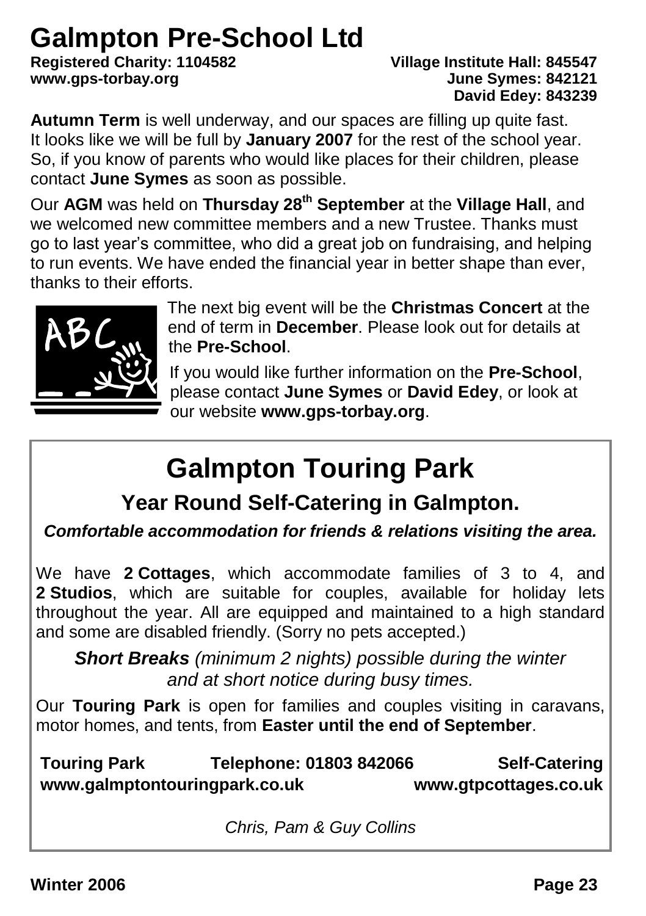# Galmpton Pre-School Ltd

**Registered Charity: 1104582**
**www.gps-torbay.org**

**Village Institute Hall: 845547**
**June Symes: 842121**
**David Edey: 843239**

**Autumn Term** is well underway, and our spaces are filling up quite fast. It looks like we will be full by **January 2007** for the rest of the school year. So, if you know of parents who would like places for their children, please contact **June Symes** as soon as possible.

Our **AGM** was held on **Thursday 28th September** at the **Village Hall**, and we welcomed new committee members and a new Trustee. Thanks must go to last year's committee, who did a great job on fundraising, and helping to run events. We have ended the financial year in better shape than ever, thanks to their efforts.

The next big event will be the **Christmas Concert** at the end of term in **December**. Please look out for details at the **Pre-School**.

If you would like further information on the **Pre-School**, please contact **June Symes** or **David Edey**, or look at our website **www.gps-torbay.org**.

# Galmpton Touring Park

## Year Round Self-Catering in Galmpton.

***Comfortable accommodation for friends & relations visiting the area.***

We have **2 Cottages**, which accommodate families of 3 to 4, and **2 Studios**, which are suitable for couples, available for holiday lets throughout the year. All are equipped and maintained to a high standard and some are disabled friendly. (Sorry no pets accepted.)

***Short Breaks*** *(minimum 2 nights) possible during the winter and at short notice during busy times.*

Our **Touring Park** is open for families and couples visiting in caravans, motor homes, and tents, from **Easter until the end of September**.

**Touring Park** **Telephone: 01803 842066** **Self-Catering**
**www.galmptontouringpark.co.uk** **www.gtpcottages.co.uk**

*Chris, Pam & Guy Collins*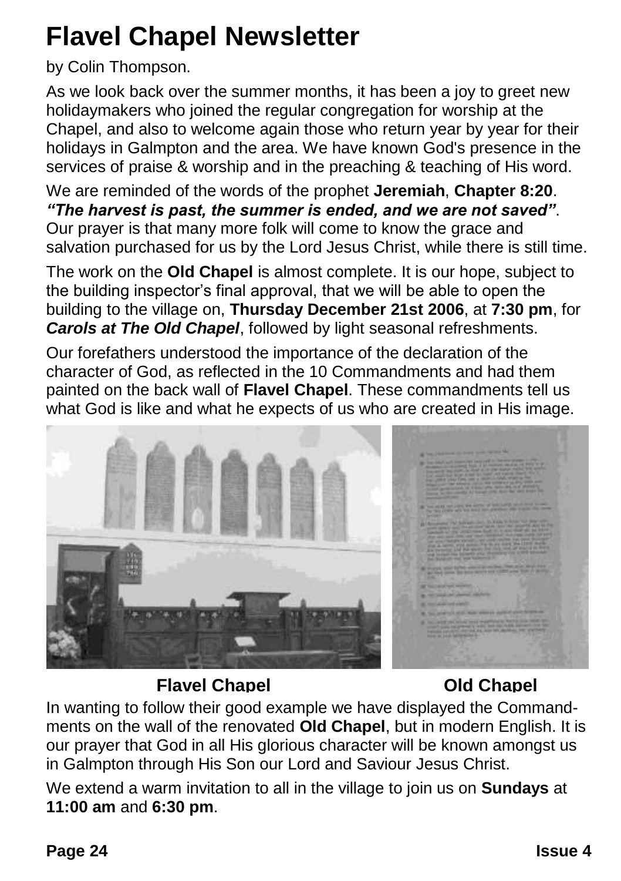# Flavel Chapel Newsletter

by Colin Thompson.

As we look back over the summer months, it has been a joy to greet new holidaymakers who joined the regular congregation for worship at the Chapel, and also to welcome again those who return year by year for their holidays in Galmpton and the area. We have known God's presence in the services of praise & worship and in the preaching & teaching of His word.

We are reminded of the words of the prophet **Jeremiah**, **Chapter 8:20**. ***"The harvest is past, the summer is ended, and we are not saved"***. Our prayer is that many more folk will come to know the grace and salvation purchased for us by the Lord Jesus Christ, while there is still time.

The work on the **Old Chapel** is almost complete. It is our hope, subject to the building inspector's final approval, that we will be able to open the building to the village on, **Thursday December 21st 2006**, at **7:30 pm**, for ***Carols at The Old Chapel***, followed by light seasonal refreshments.

Our forefathers understood the importance of the declaration of the character of God, as reflected in the 10 Commandments and had them painted on the back wall of **Flavel Chapel**. These commandments tell us what God is like and what he expects of us who are created in His image.

**Flavel Chapel** **Old Chapel**

In wanting to follow their good example we have displayed the Commandments on the wall of the renovated **Old Chapel**, but in modern English. It is our prayer that God in all His glorious character will be known amongst us in Galmpton through His Son our Lord and Saviour Jesus Christ.

We extend a warm invitation to all in the village to join us on **Sundays** at **11:00 am** and **6:30 pm**.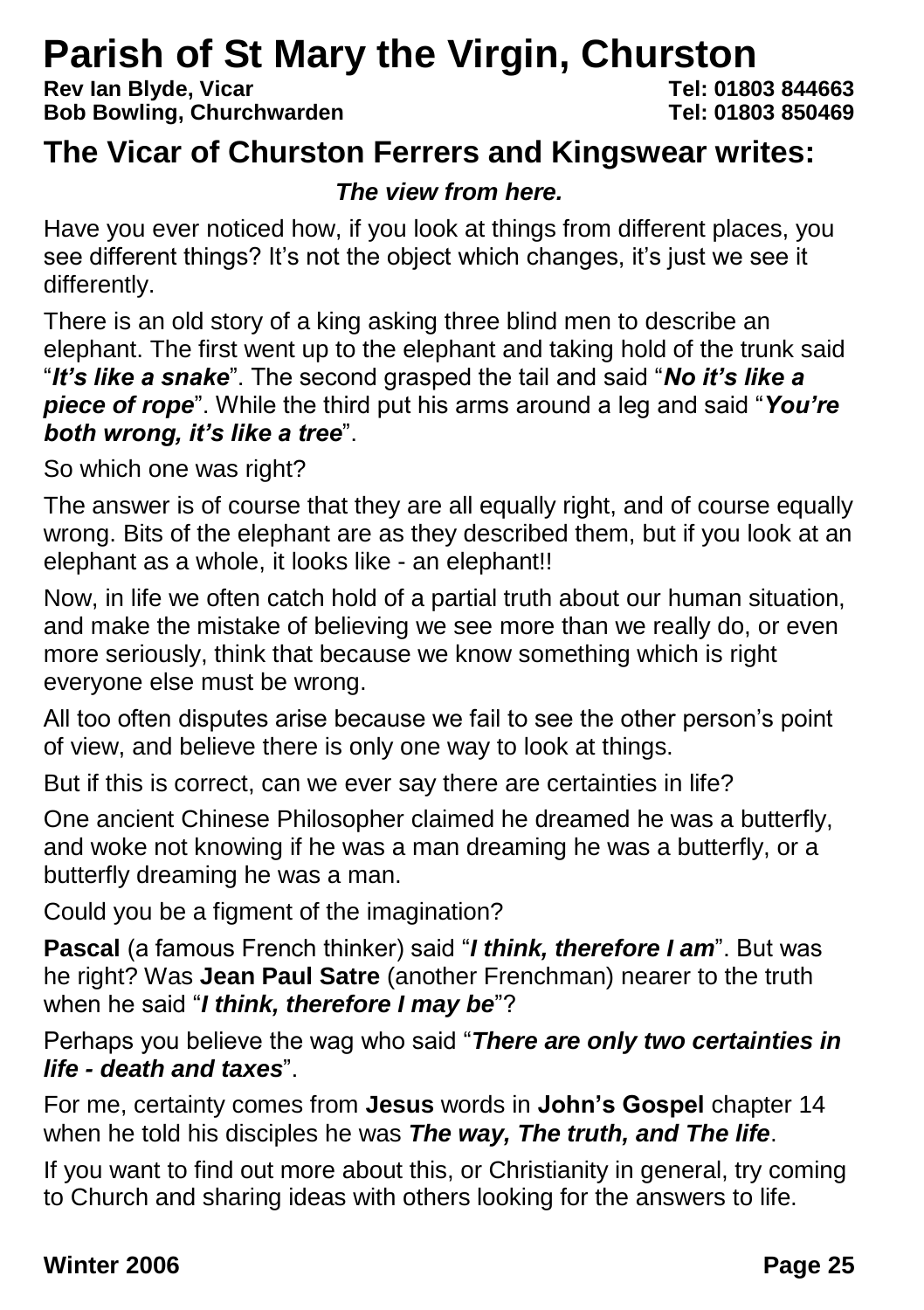# Parish of St Mary the Virgin, Churston

**Rev Ian Blyde, Vicar** **Tel: 01803 844663**
**Bob Bowling, Churchwarden** **Tel: 01803 850469**

## The Vicar of Churston Ferrers and Kingswear writes:

***The view from here.***

Have you ever noticed how, if you look at things from different places, you see different things? It's not the object which changes, it's just we see it differently.

There is an old story of a king asking three blind men to describe an elephant. The first went up to the elephant and taking hold of the trunk said "***It's like a snake***". The second grasped the tail and said "***No it's like a piece of rope***". While the third put his arms around a leg and said "***You're both wrong, it's like a tree***".

So which one was right?

The answer is of course that they are all equally right, and of course equally wrong. Bits of the elephant are as they described them, but if you look at an elephant as a whole, it looks like - an elephant!!

Now, in life we often catch hold of a partial truth about our human situation, and make the mistake of believing we see more than we really do, or even more seriously, think that because we know something which is right everyone else must be wrong.

All too often disputes arise because we fail to see the other person's point of view, and believe there is only one way to look at things.

But if this is correct, can we ever say there are certainties in life?

One ancient Chinese Philosopher claimed he dreamed he was a butterfly, and woke not knowing if he was a man dreaming he was a butterfly, or a butterfly dreaming he was a man.

Could you be a figment of the imagination?

**Pascal** (a famous French thinker) said "***I think, therefore I am***". But was he right? Was **Jean Paul Satre** (another Frenchman) nearer to the truth when he said "***I think, therefore I may be***"?

Perhaps you believe the wag who said "***There are only two certainties in life - death and taxes***".

For me, certainty comes from **Jesus** words in **John's Gospel** chapter 14 when he told his disciples he was ***The way, The truth, and The life***.

If you want to find out more about this, or Christianity in general, try coming to Church and sharing ideas with others looking for the answers to life.

**Winter 2006**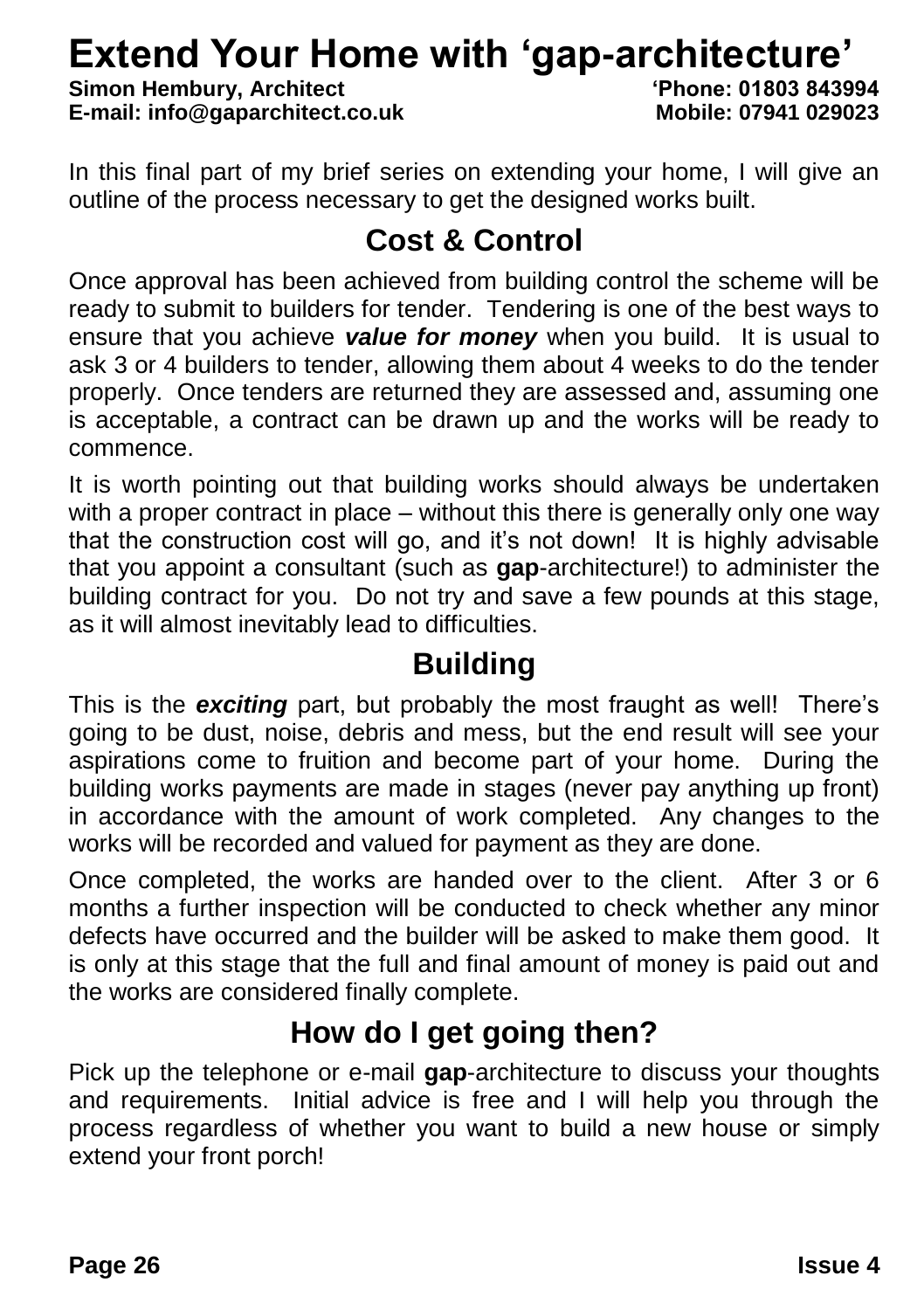# Extend Your Home with ‘gap-architecture’

**Simon Hembury, Architect** | **‘Phone: 01803 843994**
**E-mail: info@gaparchitect.co.uk** | **Mobile: 07941 029023**

In this final part of my brief series on extending your home, I will give an outline of the process necessary to get the designed works built.

## Cost & Control

Once approval has been achieved from building control the scheme will be ready to submit to builders for tender. Tendering is one of the best ways to ensure that you achieve ***value for money*** when you build. It is usual to ask 3 or 4 builders to tender, allowing them about 4 weeks to do the tender properly. Once tenders are returned they are assessed and, assuming one is acceptable, a contract can be drawn up and the works will be ready to commence.

It is worth pointing out that building works should always be undertaken with a proper contract in place – without this there is generally only one way that the construction cost will go, and it’s not down! It is highly advisable that you appoint a consultant (such as **gap**-architecture!) to administer the building contract for you. Do not try and save a few pounds at this stage, as it will almost inevitably lead to difficulties.

## Building

This is the ***exciting*** part, but probably the most fraught as well! There’s going to be dust, noise, debris and mess, but the end result will see your aspirations come to fruition and become part of your home. During the building works payments are made in stages (never pay anything up front) in accordance with the amount of work completed. Any changes to the works will be recorded and valued for payment as they are done.

Once completed, the works are handed over to the client. After 3 or 6 months a further inspection will be conducted to check whether any minor defects have occurred and the builder will be asked to make them good. It is only at this stage that the full and final amount of money is paid out and the works are considered finally complete.

## How do I get going then?

Pick up the telephone or e-mail **gap**-architecture to discuss your thoughts and requirements. Initial advice is free and I will help you through the process regardless of whether you want to build a new house or simply extend your front porch!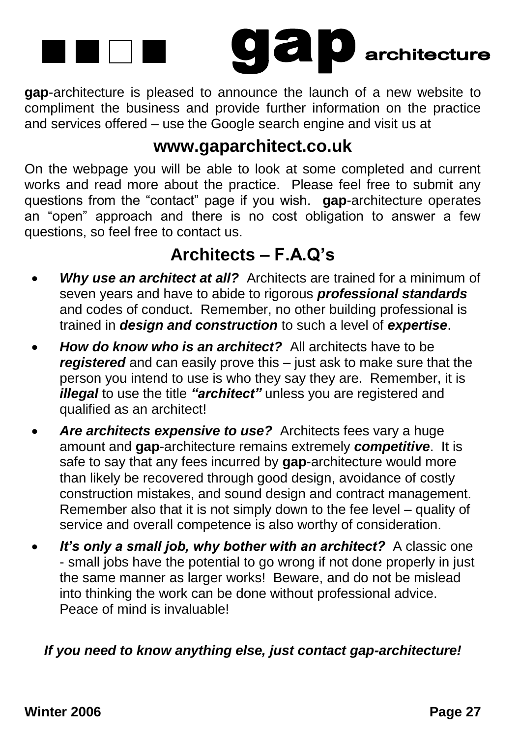# gap architecture

**gap**-architecture is pleased to announce the launch of a new website to compliment the business and provide further information on the practice and services offered – use the Google search engine and visit us at

## www.gaparchitect.co.uk

On the webpage you will be able to look at some completed and current works and read more about the practice. Please feel free to submit any questions from the "contact" page if you wish. **gap**-architecture operates an "open" approach and there is no cost obligation to answer a few questions, so feel free to contact us.

## Architects – F.A.Q's

- ***Why use an architect at all?*** Architects are trained for a minimum of seven years and have to abide to rigorous ***professional standards*** and codes of conduct. Remember, no other building professional is trained in ***design and construction*** to such a level of ***expertise***.
- ***How do know who is an architect?*** All architects have to be ***registered*** and can easily prove this – just ask to make sure that the person you intend to use is who they say they are. Remember, it is ***illegal*** to use the title ***"architect"*** unless you are registered and qualified as an architect!
- ***Are architects expensive to use?*** Architects fees vary a huge amount and **gap**-architecture remains extremely ***competitive***. It is safe to say that any fees incurred by **gap**-architecture would more than likely be recovered through good design, avoidance of costly construction mistakes, and sound design and contract management. Remember also that it is not simply down to the fee level – quality of service and overall competence is also worthy of consideration.
- ***It's only a small job, why bother with an architect?*** A classic one - small jobs have the potential to go wrong if not done properly in just the same manner as larger works! Beware, and do not be mislead into thinking the work can be done without professional advice. Peace of mind is invaluable!

***If you need to know anything else, just contact gap-architecture!***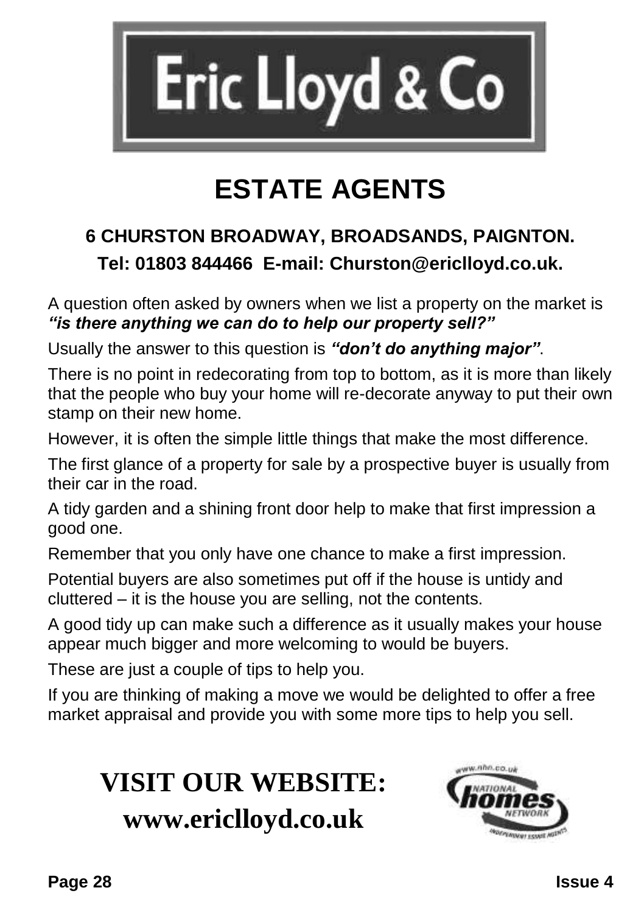# Eric Lloyd & Co

## ESTATE AGENTS

**6 CHURSTON BROADWAY, BROADSANDS, PAIGNTON.**

**Tel: 01803 844466 E-mail: Churston@ericlloyd.co.uk.**

A question often asked by owners when we list a property on the market is ***"is there anything we can do to help our property sell?"***

Usually the answer to this question is ***"don't do anything major"***.

There is no point in redecorating from top to bottom, as it is more than likely that the people who buy your home will re-decorate anyway to put their own stamp on their new home.

However, it is often the simple little things that make the most difference.

The first glance of a property for sale by a prospective buyer is usually from their car in the road.

A tidy garden and a shining front door help to make that first impression a good one.

Remember that you only have one chance to make a first impression.

Potential buyers are also sometimes put off if the house is untidy and cluttered – it is the house you are selling, not the contents.

A good tidy up can make such a difference as it usually makes your house appear much bigger and more welcoming to would be buyers.

These are just a couple of tips to help you.

If you are thinking of making a move we would be delighted to offer a free market appraisal and provide you with some more tips to help you sell.

**VISIT OUR WEBSITE:**
**www.ericlloyd.co.uk**

www.nhn.co.uk NATIONAL homes NETWORK INDEPENDENT ESTATE AGENTS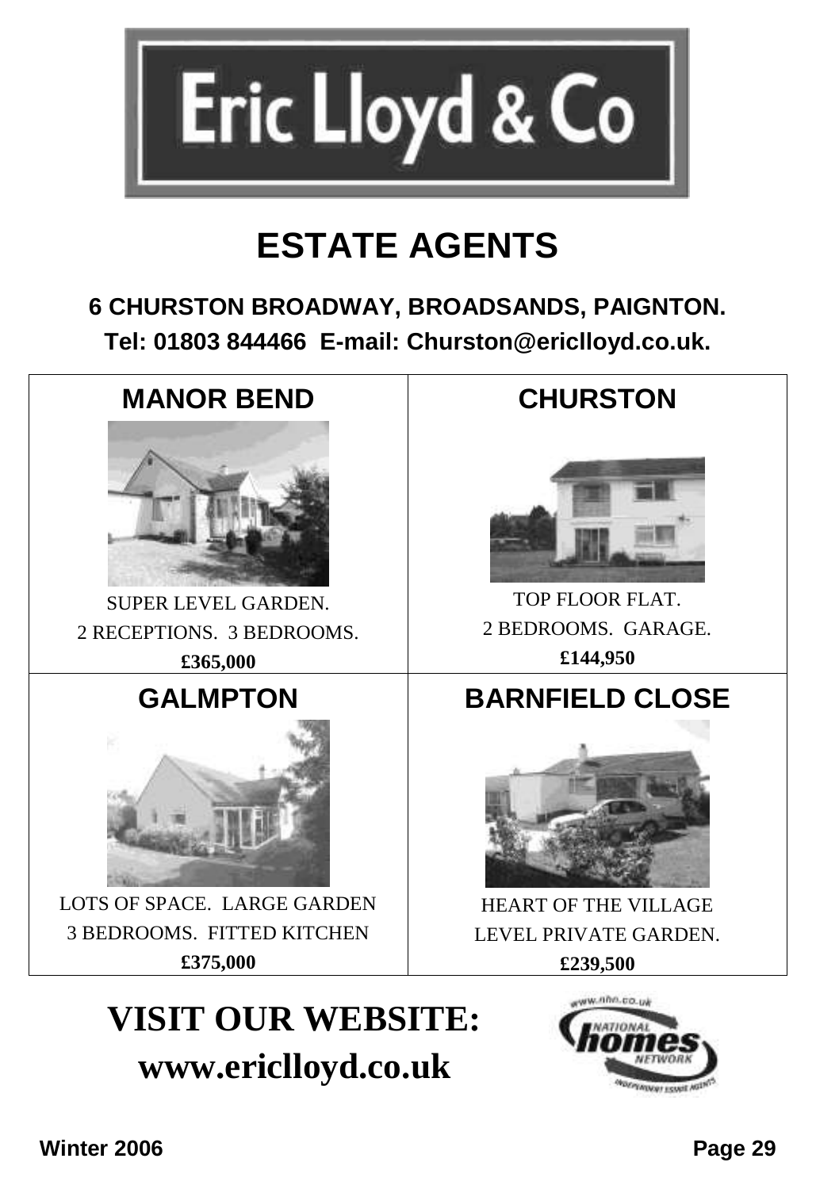# Eric Lloyd & Co

## ESTATE AGENTS

**6 CHURSTON BROADWAY, BROADSANDS, PAIGNTON.**

**Tel: 01803 844466 E-mail: Churston@ericlloyd.co.uk.**

| MANOR BEND | CHURSTON |
|---|---|
| SUPER LEVEL GARDEN.<br>2 RECEPTIONS. 3 BEDROOMS.<br>**£365,000** | TOP FLOOR FLAT.<br>2 BEDROOMS. GARAGE.<br>**£144,950** |
| **GALMPTON** | **BARNFIELD CLOSE** |
| LOTS OF SPACE. LARGE GARDEN<br>3 BEDROOMS. FITTED KITCHEN<br>**£375,000** | HEART OF THE VILLAGE<br>LEVEL PRIVATE GARDEN.<br>**£239,500** |

## VISIT OUR WEBSITE:
## www.ericlloyd.co.uk

www.nhn.co.uk NATIONAL homes NETWORK INDEPENDENT ESTATE AGENTS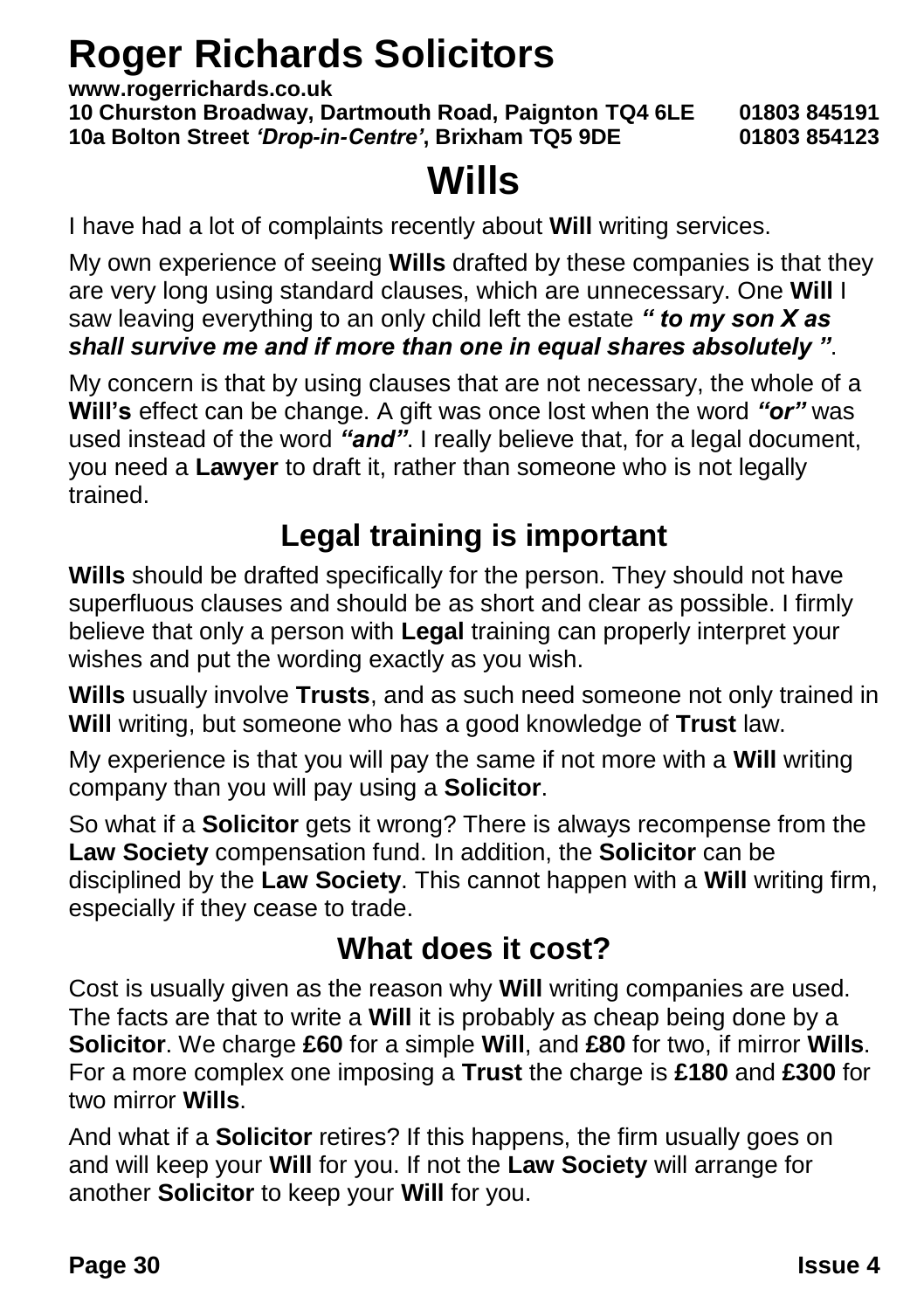# Roger Richards Solicitors

**www.rogerrichards.co.uk**
**10 Churston Broadway, Dartmouth Road, Paignton TQ4 6LE 01803 845191**
**10a Bolton Street *'Drop-in-Centre'*, Brixham TQ5 9DE 01803 854123**

# Wills

I have had a lot of complaints recently about **Will** writing services.

My own experience of seeing **Wills** drafted by these companies is that they are very long using standard clauses, which are unnecessary. One **Will** I saw leaving everything to an only child left the estate ***" to my son X as shall survive me and if more than one in equal shares absolutely "***.

My concern is that by using clauses that are not necessary, the whole of a **Will's** effect can be change. A gift was once lost when the word ***"or"*** was used instead of the word ***"and"***. I really believe that, for a legal document, you need a **Lawyer** to draft it, rather than someone who is not legally trained.

## Legal training is important

**Wills** should be drafted specifically for the person. They should not have superfluous clauses and should be as short and clear as possible. I firmly believe that only a person with **Legal** training can properly interpret your wishes and put the wording exactly as you wish.

**Wills** usually involve **Trusts**, and as such need someone not only trained in **Will** writing, but someone who has a good knowledge of **Trust** law.

My experience is that you will pay the same if not more with a **Will** writing company than you will pay using a **Solicitor**.

So what if a **Solicitor** gets it wrong? There is always recompense from the **Law Society** compensation fund. In addition, the **Solicitor** can be disciplined by the **Law Society**. This cannot happen with a **Will** writing firm, especially if they cease to trade.

## What does it cost?

Cost is usually given as the reason why **Will** writing companies are used. The facts are that to write a **Will** it is probably as cheap being done by a **Solicitor**. We charge **£60** for a simple **Will**, and **£80** for two, if mirror **Wills**. For a more complex one imposing a **Trust** the charge is **£180** and **£300** for two mirror **Wills**.

And what if a **Solicitor** retires? If this happens, the firm usually goes on and will keep your **Will** for you. If not the **Law Society** will arrange for another **Solicitor** to keep your **Will** for you.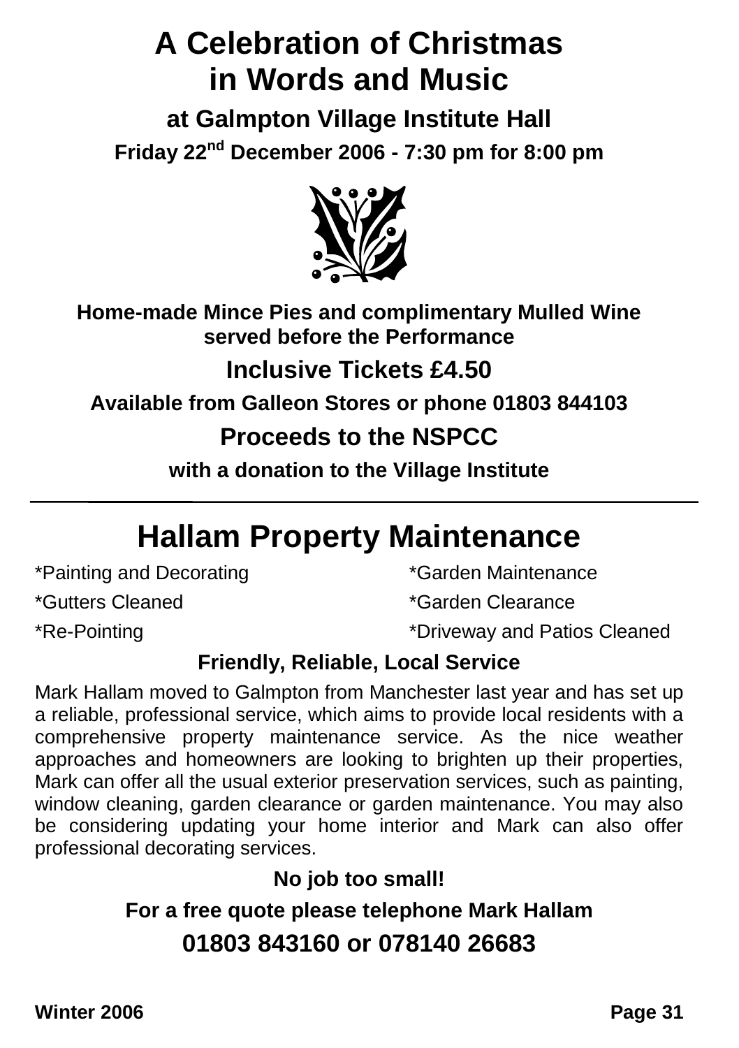# A Celebration of Christmas in Words and Music

### at Galmpton Village Institute Hall

**Friday 22nd December 2006 - 7:30 pm for 8:00 pm**

**Home-made Mince Pies and complimentary Mulled Wine served before the Performance**

## Inclusive Tickets £4.50

**Available from Galleon Stores or phone 01803 844103**

## Proceeds to the NSPCC

**with a donation to the Village Institute**

---

# Hallam Property Maintenance

*Painting and Decorating

*Gutters Cleaned

*Re-Pointing

*Garden Maintenance

*Garden Clearance

*Driveway and Patios Cleaned

### Friendly, Reliable, Local Service

Mark Hallam moved to Galmpton from Manchester last year and has set up a reliable, professional service, which aims to provide local residents with a comprehensive property maintenance service. As the nice weather approaches and homeowners are looking to brighten up their properties, Mark can offer all the usual exterior preservation services, such as painting, window cleaning, garden clearance or garden maintenance. You may also be considering updating your home interior and Mark can also offer professional decorating services.

**No job too small!**

**For a free quote please telephone Mark Hallam**

## 01803 843160 or 078140 26683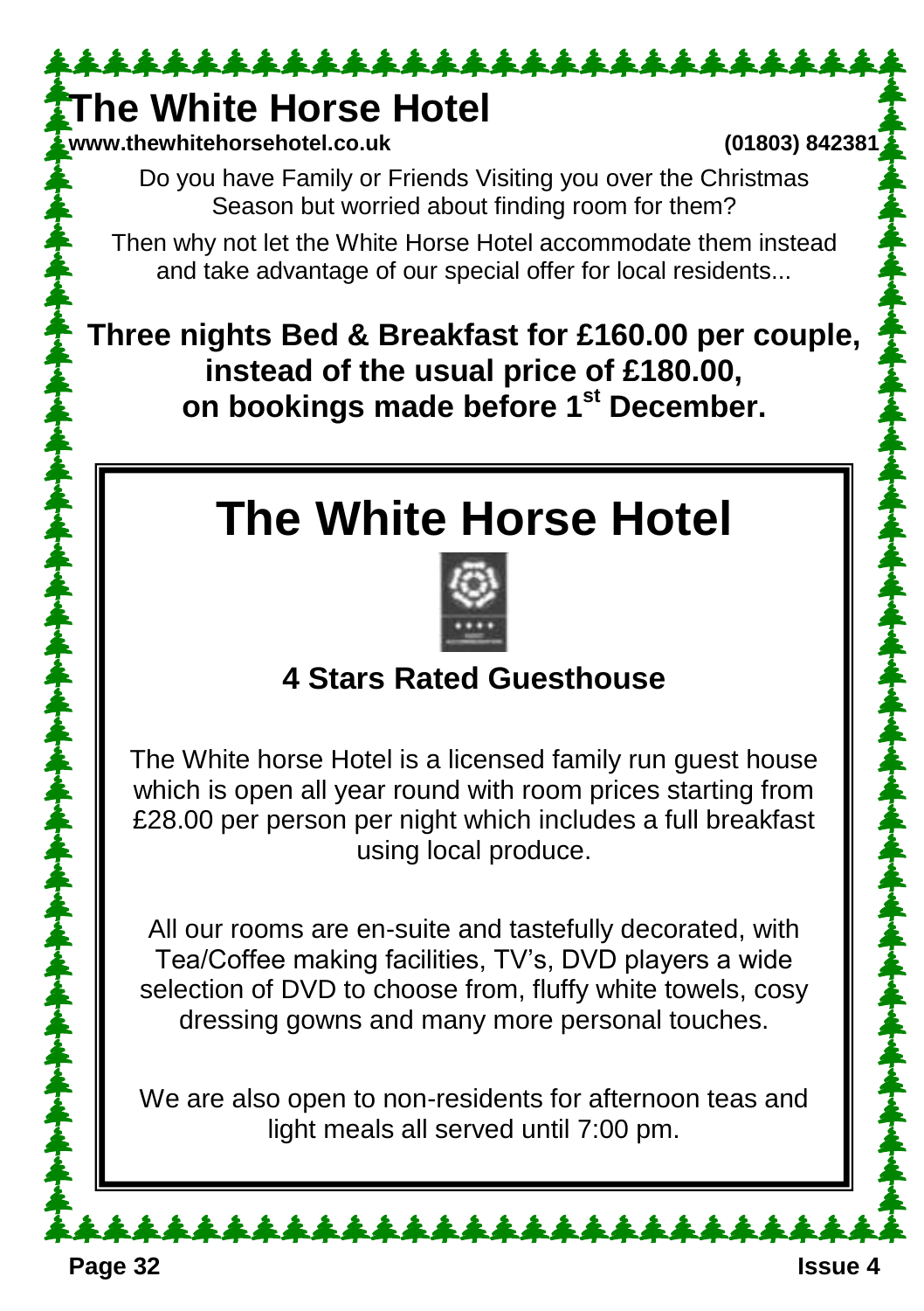# The White Horse Hotel

**www.thewhitehorsehotel.co.uk** **(01803) 842381**

Do you have Family or Friends Visiting you over the Christmas Season but worried about finding room for them?

Then why not let the White Horse Hotel accommodate them instead and take advantage of our special offer for local residents...

**Three nights Bed & Breakfast for £160.00 per couple, instead of the usual price of £180.00, on bookings made before 1st December.**

## The White Horse Hotel

### 4 Stars Rated Guesthouse

The White horse Hotel is a licensed family run guest house which is open all year round with room prices starting from £28.00 per person per night which includes a full breakfast using local produce.

All our rooms are en-suite and tastefully decorated, with Tea/Coffee making facilities, TV's, DVD players a wide selection of DVD to choose from, fluffy white towels, cosy dressing gowns and many more personal touches.

We are also open to non-residents for afternoon teas and light meals all served until 7:00 pm.